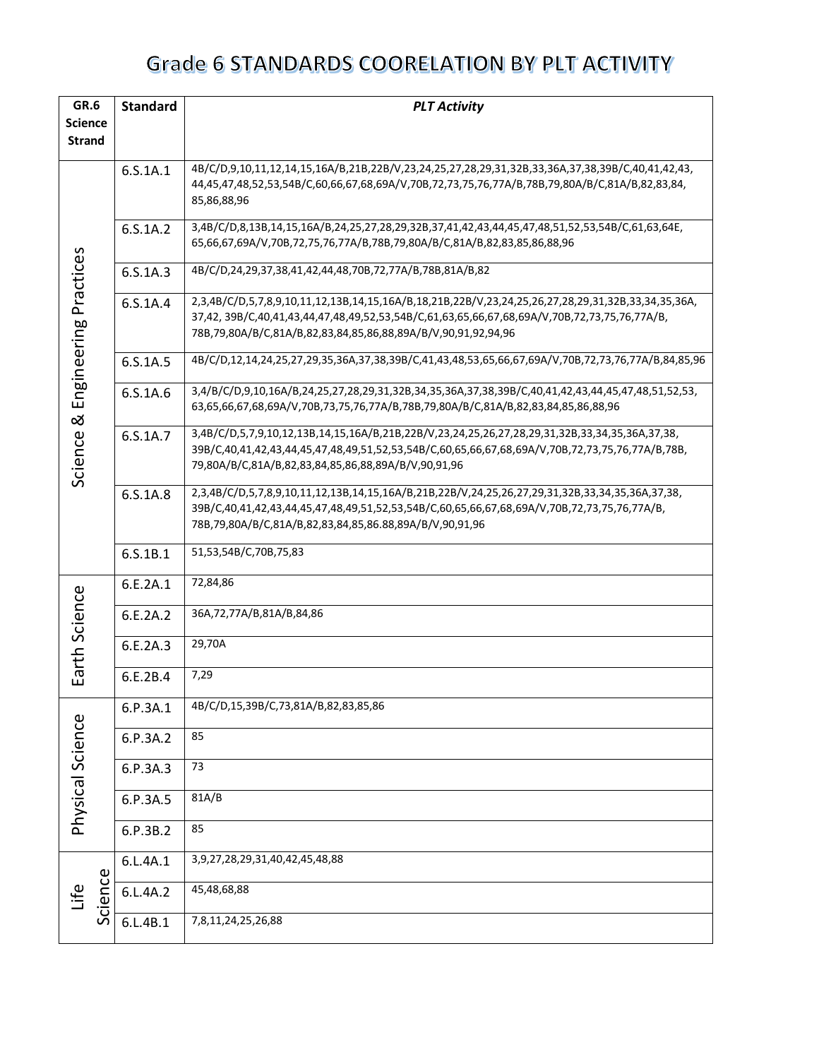# Grade 6 STANDARDS COORELATION BY PLT ACTIVITY

| GR.6 Science Strand | Standard | *PLT Activity* |
|---|---|---|
| Science & Engineering Practices | 6.S.1A.1 | 4B/C/D,9,10,11,12,14,15,16A/B,21B,22B/V,23,24,25,27,28,29,31,32B,33,36A,37,38,39B/C,40,41,42,43, 44,45,47,48,52,53,54B/C,60,66,67,68,69A/V,70B,72,73,75,76,77A/B,78B,79,80A/B/C,81A/B,82,83,84, 85,86,88,96 |
| | 6.S.1A.2 | 3,4B/C/D,8,13B,14,15,16A/B,24,25,27,28,29,32B,37,41,42,43,44,45,47,48,51,52,53,54B/C,61,63,64E, 65,66,67,69A/V,70B,72,75,76,77A/B,78B,79,80A/B/C,81A/B,82,83,85,86,88,96 |
| | 6.S.1A.3 | 4B/C/D,24,29,37,38,41,42,44,48,70B,72,77A/B,78B,81A/B,82 |
| | 6.S.1A.4 | 2,3,4B/C/D,5,7,8,9,10,11,12,13B,14,15,16A/B,18,21B,22B/V,23,24,25,26,27,28,29,31,32B,33,34,35,36A, 37,42, 39B/C,40,41,43,44,47,48,49,52,53,54B/C,61,63,65,66,67,68,69A/V,70B,72,73,75,76,77A/B, 78B,79,80A/B/C,81A/B,82,83,84,85,86,88,89A/B/V,90,91,92,94,96 |
| | 6.S.1A.5 | 4B/C/D,12,14,24,25,27,29,35,36A,37,38,39B/C,41,43,48,53,65,66,67,69A/V,70B,72,73,76,77A/B,84,85,96 |
| | 6.S.1A.6 | 3,4/B/C/D,9,10,16A/B,24,25,27,28,29,31,32B,34,35,36A,37,38,39B/C,40,41,42,43,44,45,47,48,51,52,53, 63,65,66,67,68,69A/V,70B,73,75,76,77A/B,78B,79,80A/B/C,81A/B,82,83,84,85,86,88,96 |
| | 6.S.1A.7 | 3,4B/C/D,5,7,9,10,12,13B,14,15,16A/B,21B,22B/V,23,24,25,26,27,28,29,31,32B,33,34,35,36A,37,38, 39B/C,40,41,42,43,44,45,47,48,49,51,52,53,54B/C,60,65,66,67,68,69A/V,70B,72,73,75,76,77A/B,78B, 79,80A/B/C,81A/B,82,83,84,85,86,88,89A/B/V,90,91,96 |
| | 6.S.1A.8 | 2,3,4B/C/D,5,7,8,9,10,11,12,13B,14,15,16A/B,21B,22B/V,24,25,26,27,29,31,32B,33,34,35,36A,37,38, 39B/C,40,41,42,43,44,45,47,48,49,51,52,53,54B/C,60,65,66,67,68,69A/V,70B,72,73,75,76,77A/B, 78B,79,80A/B/C,81A/B,82,83,84,85,86.88,89A/B/V,90,91,96 |
| | 6.S.1B.1 | 51,53,54B/C,70B,75,83 |
| Earth Science | 6.E.2A.1 | 72,84,86 |
| | 6.E.2A.2 | 36A,72,77A/B,81A/B,84,86 |
| | 6.E.2A.3 | 29,70A |
| | 6.E.2B.4 | 7,29 |
| Physical Science | 6.P.3A.1 | 4B/C/D,15,39B/C,73,81A/B,82,83,85,86 |
| | 6.P.3A.2 | 85 |
| | 6.P.3A.3 | 73 |
| | 6.P.3A.5 | 81A/B |
| | 6.P.3B.2 | 85 |
| Life Science | 6.L.4A.1 | 3,9,27,28,29,31,40,42,45,48,88 |
| | 6.L.4A.2 | 45,48,68,88 |
| | 6.L.4B.1 | 7,8,11,24,25,26,88 |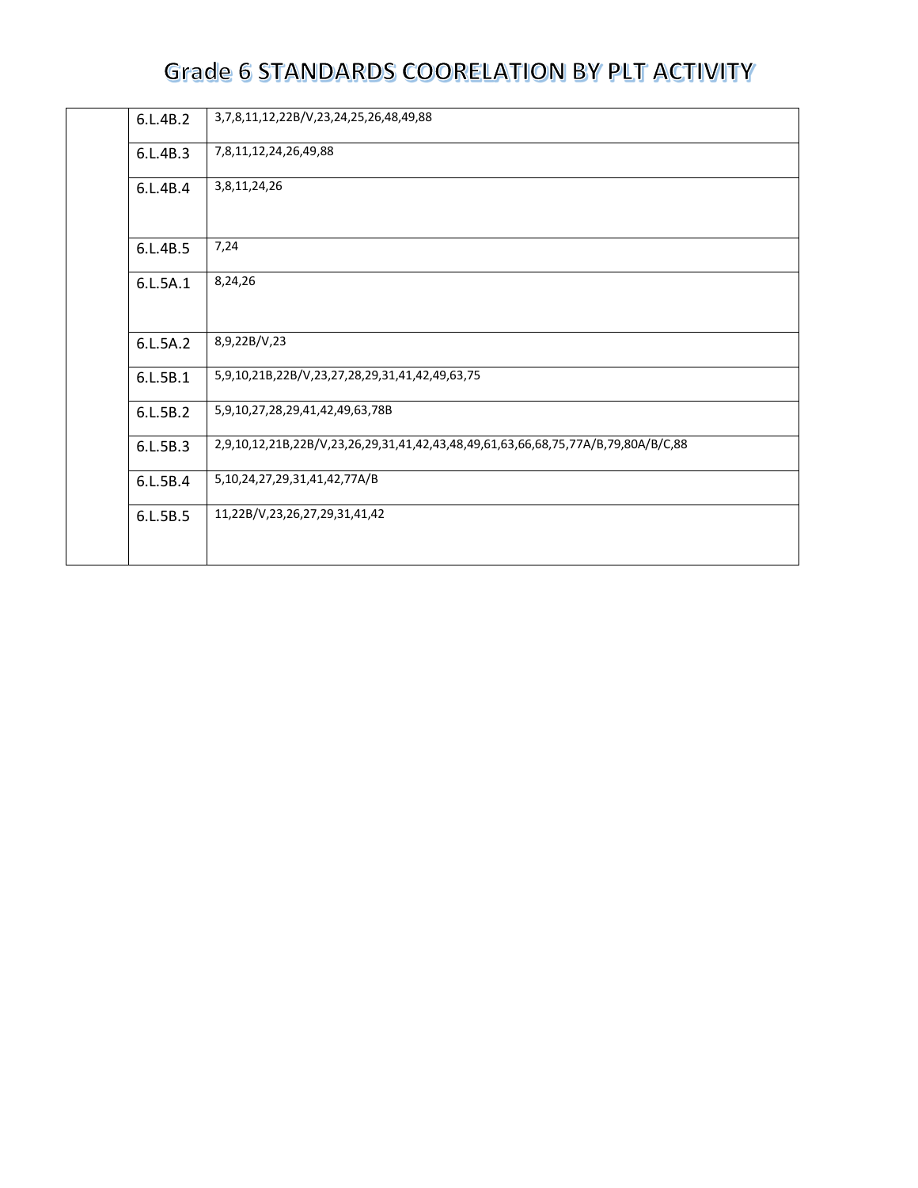# Grade 6 STANDARDS COORELATION BY PLT ACTIVITY

| | | |
|---|---|---|
| | 6.L.4B.2 | 3,7,8,11,12,22B/V,23,24,25,26,48,49,88 |
| | 6.L.4B.3 | 7,8,11,12,24,26,49,88 |
| | 6.L.4B.4 | 3,8,11,24,26 |
| | 6.L.4B.5 | 7,24 |
| | 6.L.5A.1 | 8,24,26 |
| | 6.L.5A.2 | 8,9,22B/V,23 |
| | 6.L.5B.1 | 5,9,10,21B,22B/V,23,27,28,29,31,41,42,49,63,75 |
| | 6.L.5B.2 | 5,9,10,27,28,29,41,42,49,63,78B |
| | 6.L.5B.3 | 2,9,10,12,21B,22B/V,23,26,29,31,41,42,43,48,49,61,63,66,68,75,77A/B,79,80A/B/C,88 |
| | 6.L.5B.4 | 5,10,24,27,29,31,41,42,77A/B |
| | 6.L.5B.5 | 11,22B/V,23,26,27,29,31,41,42 |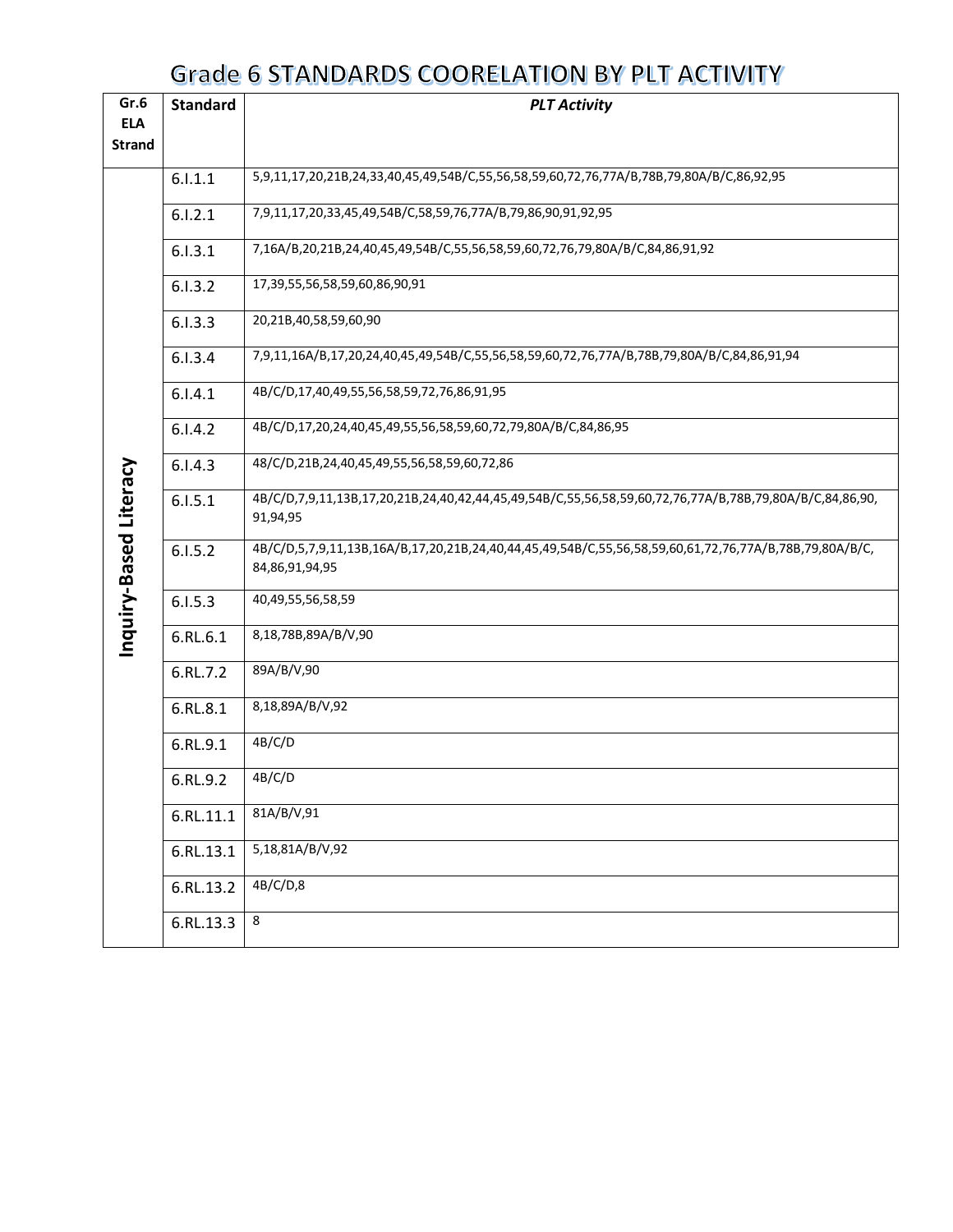# Grade 6 STANDARDS COORELATION BY PLT ACTIVITY

| Gr.6 ELA Strand | Standard | *PLT Activity* |
|---|---|---|
| Inquiry-Based Literacy | 6.I.1.1 | 5,9,11,17,20,21B,24,33,40,45,49,54B/C,55,56,58,59,60,72,76,77A/B,78B,79,80A/B/C,86,92,95 |
| | 6.I.2.1 | 7,9,11,17,20,33,45,49,54B/C,58,59,76,77A/B,79,86,90,91,92,95 |
| | 6.I.3.1 | 7,16A/B,20,21B,24,40,45,49,54B/C,55,56,58,59,60,72,76,79,80A/B/C,84,86,91,92 |
| | 6.I.3.2 | 17,39,55,56,58,59,60,86,90,91 |
| | 6.I.3.3 | 20,21B,40,58,59,60,90 |
| | 6.I.3.4 | 7,9,11,16A/B,17,20,24,40,45,49,54B/C,55,56,58,59,60,72,76,77A/B,78B,79,80A/B/C,84,86,91,94 |
| | 6.I.4.1 | 4B/C/D,17,40,49,55,56,58,59,72,76,86,91,95 |
| | 6.I.4.2 | 4B/C/D,17,20,24,40,45,49,55,56,58,59,60,72,79,80A/B/C,84,86,95 |
| | 6.I.4.3 | 48/C/D,21B,24,40,45,49,55,56,58,59,60,72,86 |
| | 6.I.5.1 | 4B/C/D,7,9,11,13B,17,20,21B,24,40,42,44,45,49,54B/C,55,56,58,59,60,72,76,77A/B,78B,79,80A/B/C,84,86,90, 91,94,95 |
| | 6.I.5.2 | 4B/C/D,5,7,9,11,13B,16A/B,17,20,21B,24,40,44,45,49,54B/C,55,56,58,59,60,61,72,76,77A/B,78B,79,80A/B/C, 84,86,91,94,95 |
| | 6.I.5.3 | 40,49,55,56,58,59 |
| | 6.RL.6.1 | 8,18,78B,89A/B/V,90 |
| | 6.RL.7.2 | 89A/B/V,90 |
| | 6.RL.8.1 | 8,18,89A/B/V,92 |
| | 6.RL.9.1 | 4B/C/D |
| | 6.RL.9.2 | 4B/C/D |
| | 6.RL.11.1 | 81A/B/V,91 |
| | 6.RL.13.1 | 5,18,81A/B/V,92 |
| | 6.RL.13.2 | 4B/C/D,8 |
| | 6.RL.13.3 | 8 |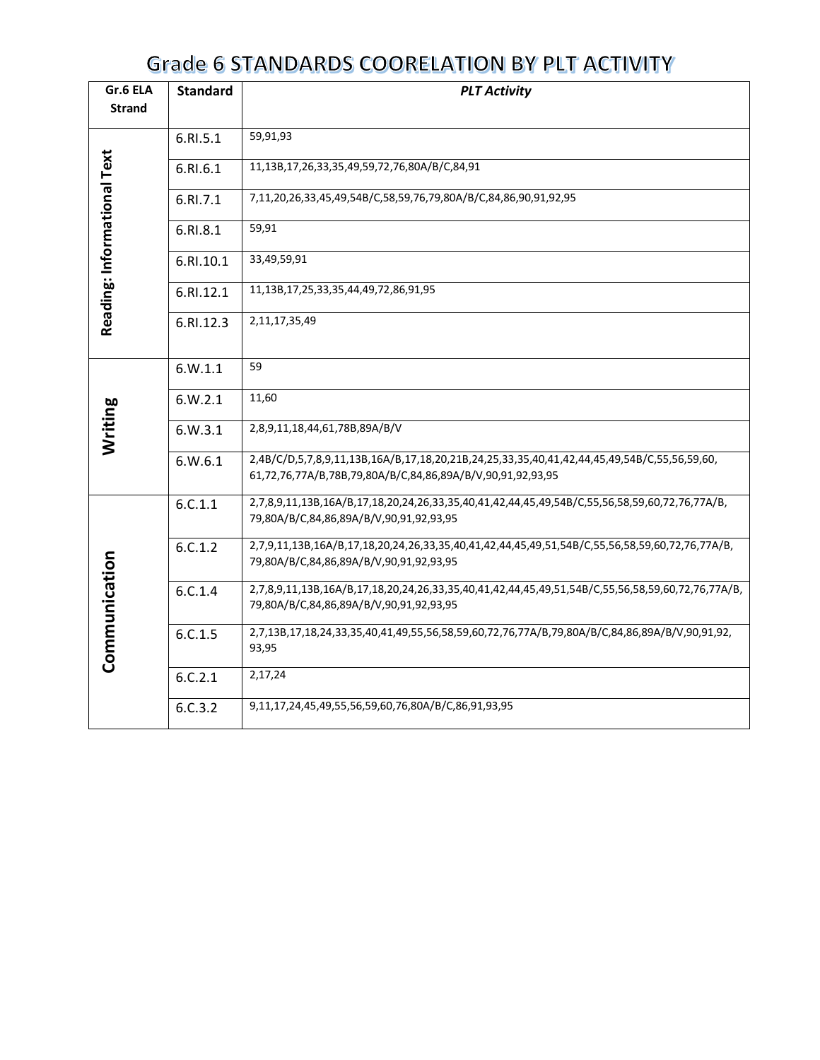# Grade 6 STANDARDS COORELATION BY PLT ACTIVITY

| Gr.6 ELA Strand | Standard | *PLT Activity* |
|---|---|---|
| Reading: Informational Text | 6.RI.5.1 | 59,91,93 |
| | 6.RI.6.1 | 11,13B,17,26,33,35,49,59,72,76,80A/B/C,84,91 |
| | 6.RI.7.1 | 7,11,20,26,33,45,49,54B/C,58,59,76,79,80A/B/C,84,86,90,91,92,95 |
| | 6.RI.8.1 | 59,91 |
| | 6.RI.10.1 | 33,49,59,91 |
| | 6.RI.12.1 | 11,13B,17,25,33,35,44,49,72,86,91,95 |
| | 6.RI.12.3 | 2,11,17,35,49 |
| Writing | 6.W.1.1 | 59 |
| | 6.W.2.1 | 11,60 |
| | 6.W.3.1 | 2,8,9,11,18,44,61,78B,89A/B/V |
| | 6.W.6.1 | 2,4B/C/D,5,7,8,9,11,13B,16A/B,17,18,20,21B,24,25,33,35,40,41,42,44,45,49,54B/C,55,56,59,60, 61,72,76,77A/B,78B,79,80A/B/C,84,86,89A/B/V,90,91,92,93,95 |
| Communication | 6.C.1.1 | 2,7,8,9,11,13B,16A/B,17,18,20,24,26,33,35,40,41,42,44,45,49,54B/C,55,56,58,59,60,72,76,77A/B, 79,80A/B/C,84,86,89A/B/V,90,91,92,93,95 |
| | 6.C.1.2 | 2,7,9,11,13B,16A/B,17,18,20,24,26,33,35,40,41,42,44,45,49,51,54B/C,55,56,58,59,60,72,76,77A/B, 79,80A/B/C,84,86,89A/B/V,90,91,92,93,95 |
| | 6.C.1.4 | 2,7,8,9,11,13B,16A/B,17,18,20,24,26,33,35,40,41,42,44,45,49,51,54B/C,55,56,58,59,60,72,76,77A/B, 79,80A/B/C,84,86,89A/B/V,90,91,92,93,95 |
| | 6.C.1.5 | 2,7,13B,17,18,24,33,35,40,41,49,55,56,58,59,60,72,76,77A/B,79,80A/B/C,84,86,89A/B/V,90,91,92, 93,95 |
| | 6.C.2.1 | 2,17,24 |
| | 6.C.3.2 | 9,11,17,24,45,49,55,56,59,60,76,80A/B/C,86,91,93,95 |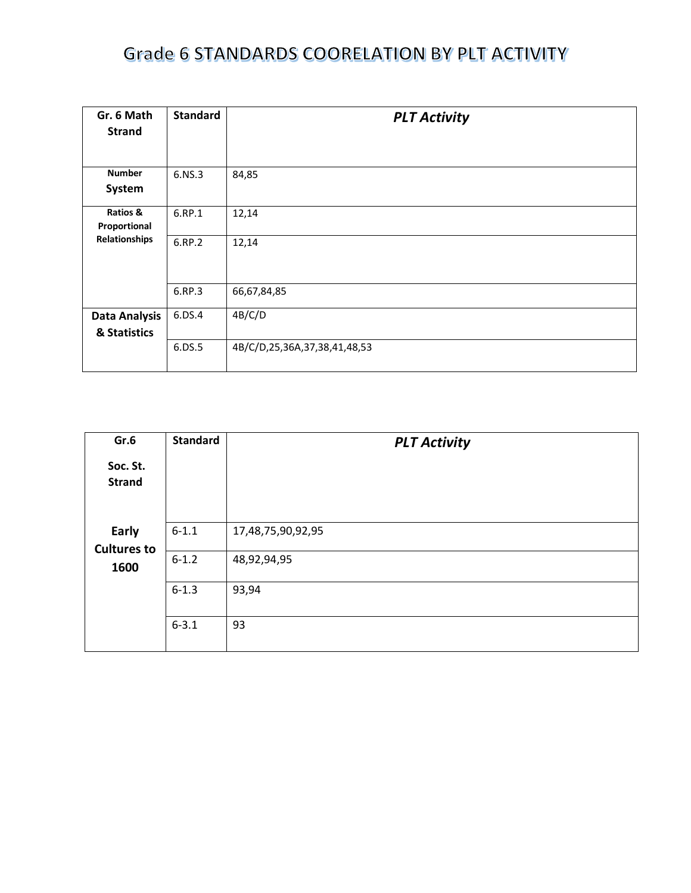# Grade 6 STANDARDS COORELATION BY PLT ACTIVITY

| Gr. 6 Math Strand | Standard | *PLT Activity* |
|---|---|---|
| **Number System** | 6.NS.3 | 84,85 |
| **Ratios & Proportional Relationships** | 6.RP.1 | 12,14 |
| | 6.RP.2 | 12,14 |
| | 6.RP.3 | 66,67,84,85 |
| **Data Analysis & Statistics** | 6.DS.4 | 4B/C/D |
| | 6.DS.5 | 4B/C/D,25,36A,37,38,41,48,53 |

| Gr.6 Soc. St. Strand | Standard | *PLT Activity* |
|---|---|---|
| **Early Cultures to 1600** | 6-1.1 | 17,48,75,90,92,95 |
| | 6-1.2 | 48,92,94,95 |
| | 6-1.3 | 93,94 |
| | 6-3.1 | 93 |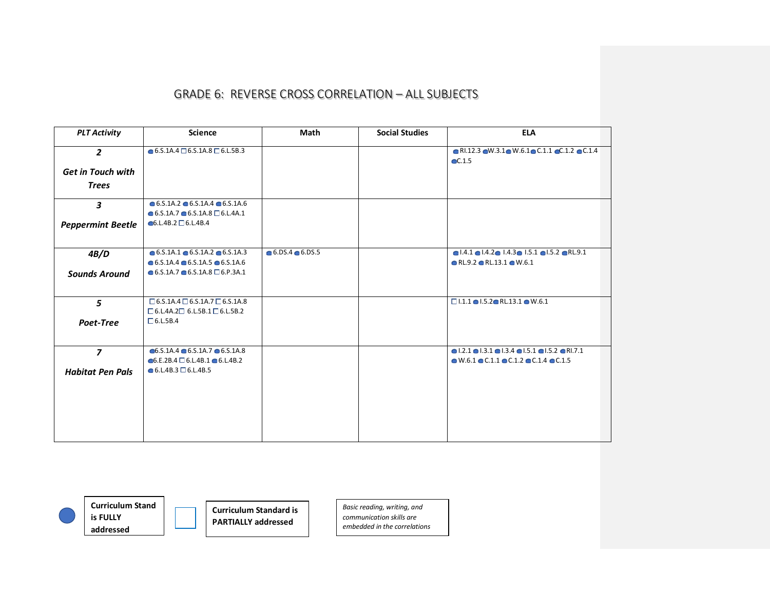# GRADE 6: REVERSE CROSS CORRELATION – ALL SUBJECTS

| *PLT Activity* | Science | Math | Social Studies | ELA |
|---|---|---|---|---|
| ***2 Get in Touch with Trees*** | ● 6.S.1A.4 □ 6.S.1A.8 □ 6.L.5B.3 | | | ● RI.12.3 ● W.3.1 ● W.6.1 ● C.1.1 ● C.1.2 ● C.1.4 ● C.1.5 |
| ***3 Peppermint Beetle*** | ● 6.S.1A.2 ● 6.S.1A.4 ● 6.S.1A.6 ● 6.S.1A.7 ● 6.S.1A.8 □ 6.L.4A.1 ● 6.L.4B.2 □ 6.L.4B.4 | | | |
| ***4B/D Sounds Around*** | ● 6.S.1A.1 ● 6.S.1A.2 ● 6.S.1A.3 ● 6.S.1A.4 ● 6.S.1A.5 ● 6.S.1A.6 ● 6.S.1A.7 ● 6.S.1A.8 □ 6.P.3A.1 | ● 6.DS.4 ● 6.DS.5 | | ● I.4.1 ● I.4.2 ● I.4.3 ● I.5.1 ● I.5.2 ● RL.9.1 ● RL.9.2 ● RL.13.1 ● W.6.1 |
| ***5 Poet-Tree*** | □ 6.S.1A.4 □ 6.S.1A.7 □ 6.S.1A.8 □ 6.L.4A.2 □ 6.L.5B.1 □ 6.L.5B.2 □ 6.L.5B.4 | | | □ I.1.1 ● I.5.2 ● RL.13.1 ● W.6.1 |
| ***7 Habitat Pen Pals*** | ● 6.S.1A.4 ● 6.S.1A.7 ● 6.S.1A.8 ● 6.E.2B.4 □ 6.L.4B.1 ● 6.L.4B.2 ● 6.L.4B.3 □ 6.L.4B.5 | | | ● I.2.1 ● I.3.1 ● I.3.4 ● I.5.1 ● I.5.2 ● RI.7.1 ● W.6.1 ● C.1.1 ● C.1.2 ● C.1.4 ● C.1.5 |

● **Curriculum Stand is FULLY addressed**

□ **Curriculum Standard is PARTIALLY addressed**

*Basic reading, writing, and communication skills are embedded in the correlations*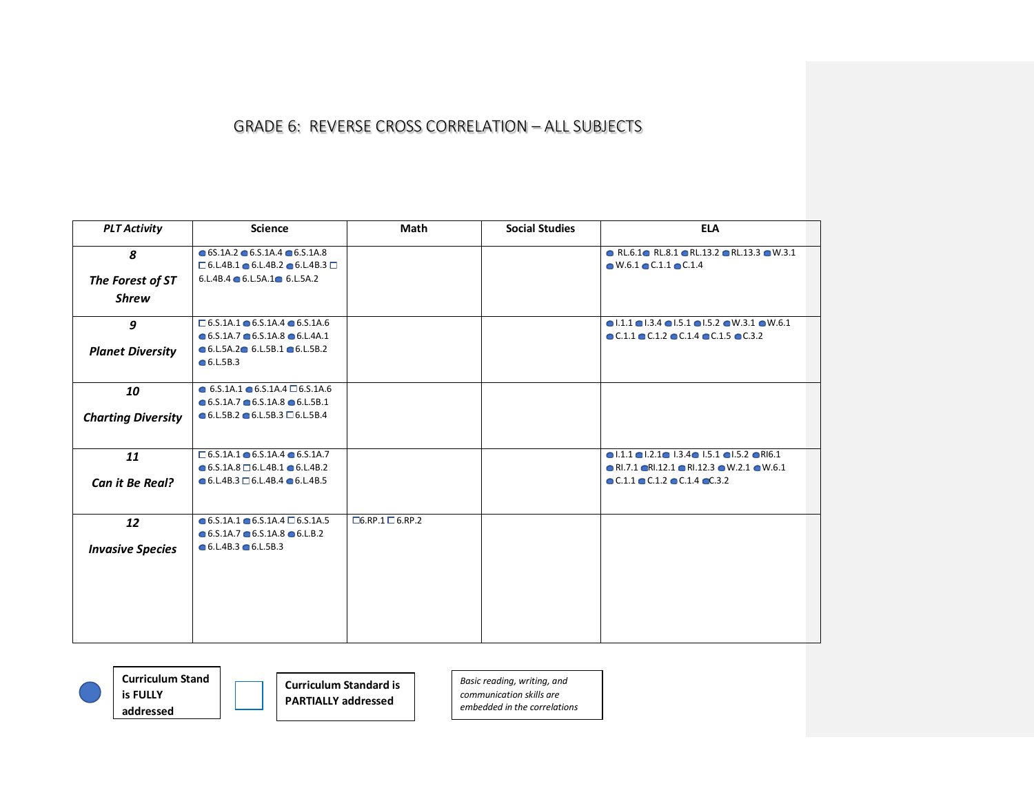# GRADE 6: REVERSE CROSS CORRELATION – ALL SUBJECTS

| *PLT Activity* | Science | Math | Social Studies | ELA |
|---|---|---|---|---|
| ***8*** ***The Forest of ST Shrew*** | ● 6S.1A.2 ● 6.S.1A.4 ● 6.S.1A.8 □ 6.L.4B.1 ● 6.L.4B.2 ● 6.L.4B.3 □ 6.L.4B.4 ● 6.L.5A.1 ● 6.L5A.2 | | | ● RL.6.1 ● RL.8.1 ● RL.13.2 ● RL.13.3 ● W.3.1 ● W.6.1 ● C.1.1 ● C.1.4 |
| ***9*** ***Planet Diversity*** | □ 6.S.1A.1 ● 6.S.1A.4 ● 6.S.1A.6 ● 6.S.1A.7 ● 6.S.1A.8 ● 6.L.4A.1 ● 6.L.5A.2 ● 6.L.5B.1 ● 6.L.5B.2 ● 6.L.5B.3 | | | ● I.1.1 ● I.3.4 ● I.5.1 ● I.5.2 ● W.3.1 ● W.6.1 ● C.1.1 ● C.1.2 ● C.1.4 ● C.1.5 ● C.3.2 |
| ***10*** ***Charting Diversity*** | ● 6.S.1A.1 ● 6.S.1A.4 □ 6.S.1A.6 ● 6.S.1A.7 ● 6.S.1A.8 ● 6.L.5B.1 ● 6.L.5B.2 ● 6.L.5B.3 □ 6.L.5B.4 | | | |
| ***11*** ***Can it Be Real?*** | □ 6.S.1A.1 ● 6.S.1A.4 ● 6.S.1A.7 ● 6.S.1A.8 □ 6.L.4B.1 ● 6.L.4B.2 ● 6.L.4B.3 □ 6.L.4B.4 ● 6.L.4B.5 | | | ● I.1.1 ● I.2.1 ● I.3.4 ● I.5.1 ● I.5.2 ● RI6.1 ● RI.7.1 ● RI.12.1 ● RI.12.3 ● W.2.1 ● W.6.1 ● C.1.1 ● C.1.2 ● C.1.4 ● C.3.2 |
| ***12*** ***Invasive Species*** | ● 6.S.1A.1 ● 6.S.1A.4 □ 6.S.1A.5 ● 6.S.1A.7 ● 6.S.1A.8 ● 6.L.B.2 ● 6.L.4B.3 ● 6.L.5B.3 | □ 6.RP.1 □ 6.RP.2 | | |

● **Curriculum Stand is FULLY addressed**

□ **Curriculum Standard is PARTIALLY addressed**

*Basic reading, writing, and communication skills are embedded in the correlations*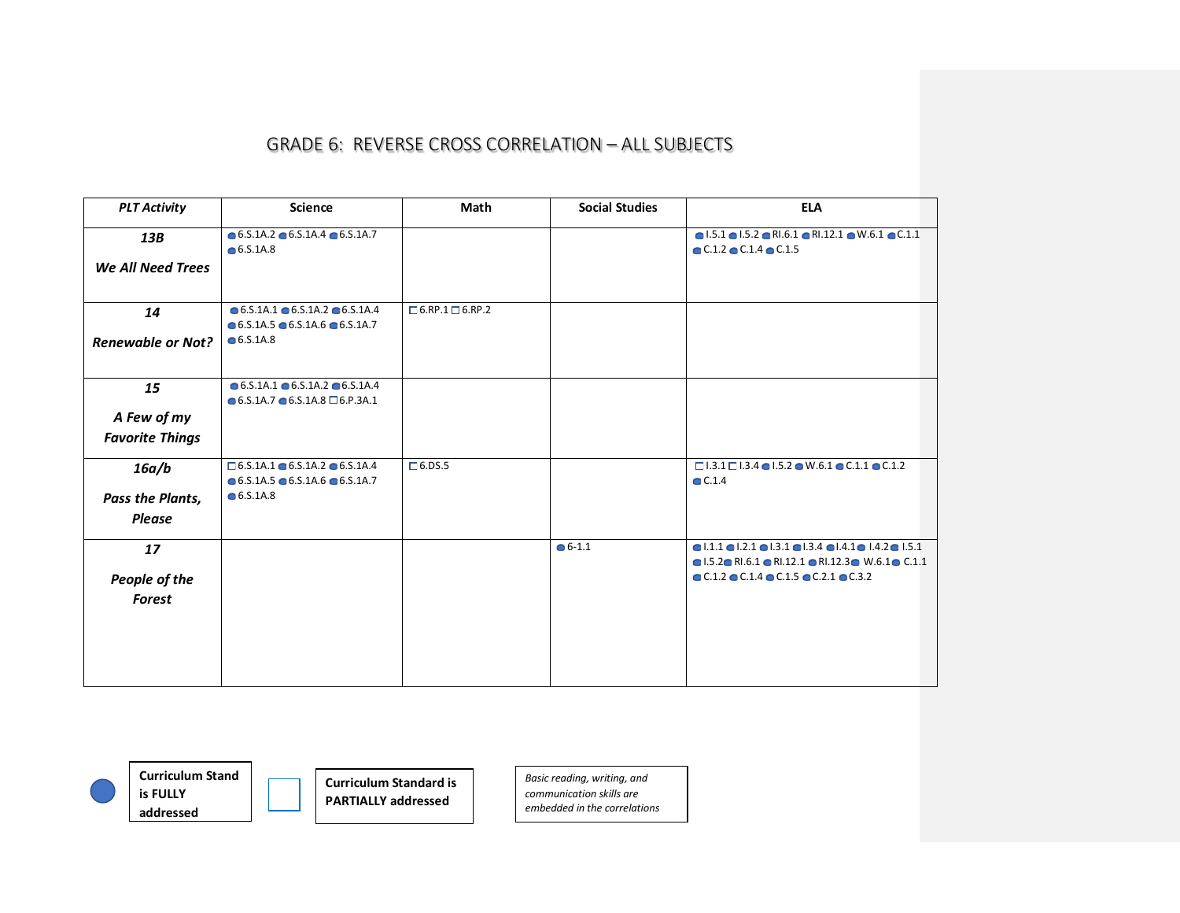# GRADE 6: REVERSE CROSS CORRELATION – ALL SUBJECTS

| *PLT Activity* | Science | Math | Social Studies | ELA |
|---|---|---|---|---|
| ***13B*** ***We All Need Trees*** | ● 6.S.1A.2 ● 6.S.1A.4 ● 6.S.1A.7 ● 6.S.1A.8 | | | ● I.5.1 ● I.5.2 ● RI.6.1 ● RI.12.1 ● W.6.1 ● C.1.1 ● C.1.2 ● C.1.4 ● C.1.5 |
| ***14*** ***Renewable or Not?*** | ● 6.S.1A.1 ● 6.S.1A.2 ● 6.S.1A.4 ● 6.S.1A.5 ● 6.S.1A.6 ● 6.S.1A.7 ● 6.S.1A.8 | □ 6.RP.1 □ 6.RP.2 | | |
| ***15*** ***A Few of my Favorite Things*** | ● 6.S.1A.1 ● 6.S.1A.2 ● 6.S.1A.4 ● 6.S.1A.7 ● 6.S.1A.8 □ 6.P.3A.1 | | | |
| ***16a/b*** ***Pass the Plants, Please*** | □ 6.S.1A.1 ● 6.S.1A.2 ● 6.S.1A.4 ● 6.S.1A.5 ● 6.S.1A.6 ● 6.S.1A.7 ● 6.S.1A.8 | □ 6.DS.5 | | □ I.3.1 □ I.3.4 ● I.5.2 ● W.6.1 ● C.1.1 ● C.1.2 ● C.1.4 |
| ***17*** ***People of the Forest*** | | | ● 6-1.1 | ● I.1.1 ● I.2.1 ● I.3.1 ● I.3.4 ● I.4.1 ● I.4.2 ● I.5.1 ● I.5.2 ● RI.6.1 ● RI.12.1 ● RI.12.3 ● W.6.1 ● C.1.1 ● C.1.2 ● C.1.4 ● C.1.5 ● C.2.1 ● C.3.2 |

● **Curriculum Stand is FULLY addressed**

□ **Curriculum Standard is PARTIALLY addressed**

*Basic reading, writing, and communication skills are embedded in the correlations*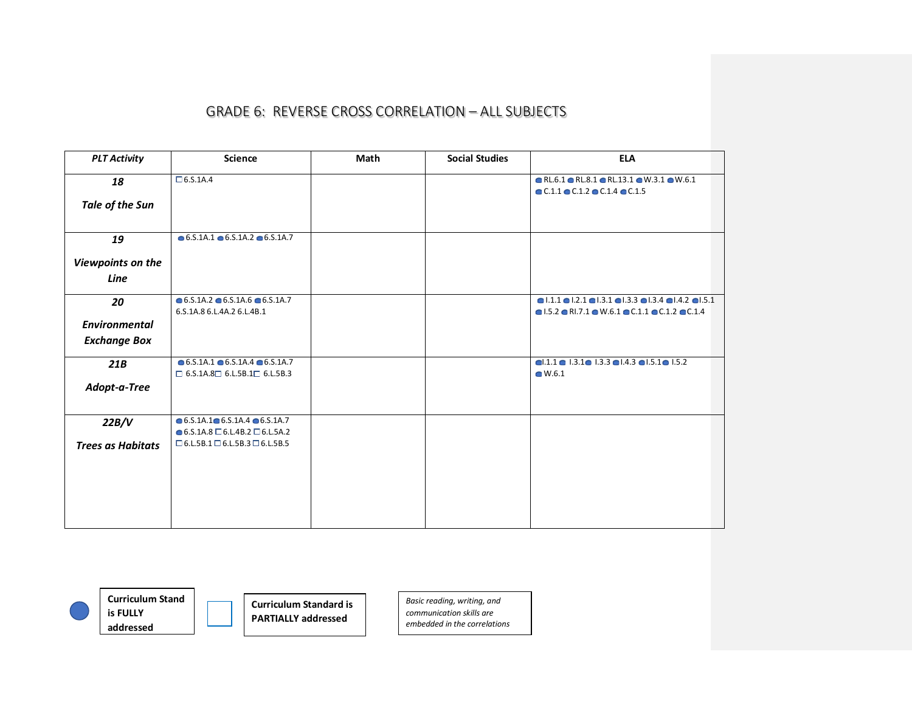# GRADE 6: REVERSE CROSS CORRELATION – ALL SUBJECTS

| *PLT Activity* | Science | Math | Social Studies | ELA |
|---|---|---|---|---|
| ***18*** ***Tale of the Sun*** | ☐ 6.S.1A.4 | | | ● RL.6.1 ● RL.8.1 ● RL.13.1 ● W.3.1 ● W.6.1 ● C.1.1 ● C.1.2 ● C.1.4 ● C.1.5 |
| ***19*** ***Viewpoints on the Line*** | ● 6.S.1A.1 ● 6.S.1A.2 ● 6.S.1A.7 | | | |
| ***20*** ***Environmental Exchange Box*** | ● 6.S.1A.2 ● 6.S.1A.6 ● 6.S.1A.7 6.S.1A.8 6.L.4A.2 6.L.4B.1 | | | ● I.1.1 ● I.2.1 ● I.3.1 ● I.3.3 ● I.3.4 ● I.4.2 ● I.5.1 ● I.5.2 ● RI.7.1 ● W.6.1 ● C.1.1 ● C.1.2 ● C.1.4 |
| ***21B*** ***Adopt-a-Tree*** | ● 6.S.1A.1 ● 6.S.1A.4 ● 6.S.1A.7 ☐ 6.S.1A.8 ☐ 6.L.5B.1 ☐ 6.L.5B.3 | | | ● I.1.1 ● I.3.1 ● I.3.3 ● I.4.3 ● I.5.1 ● I.5.2 ● W.6.1 |
| ***22B/V*** ***Trees as Habitats*** | ● 6.S.1A.1 ● 6.S.1A.4 ● 6.S.1A.7 ● 6.S.1A.8 ☐ 6.L.4B.2 ☐ 6.L.5A.2 ☐ 6.L.5B.1 ☐ 6.L.5B.3 ☐ 6.L.5B.5 | | | |

● **Curriculum Stand is FULLY addressed**

☐ **Curriculum Standard is PARTIALLY addressed**

*Basic reading, writing, and communication skills are embedded in the correlations*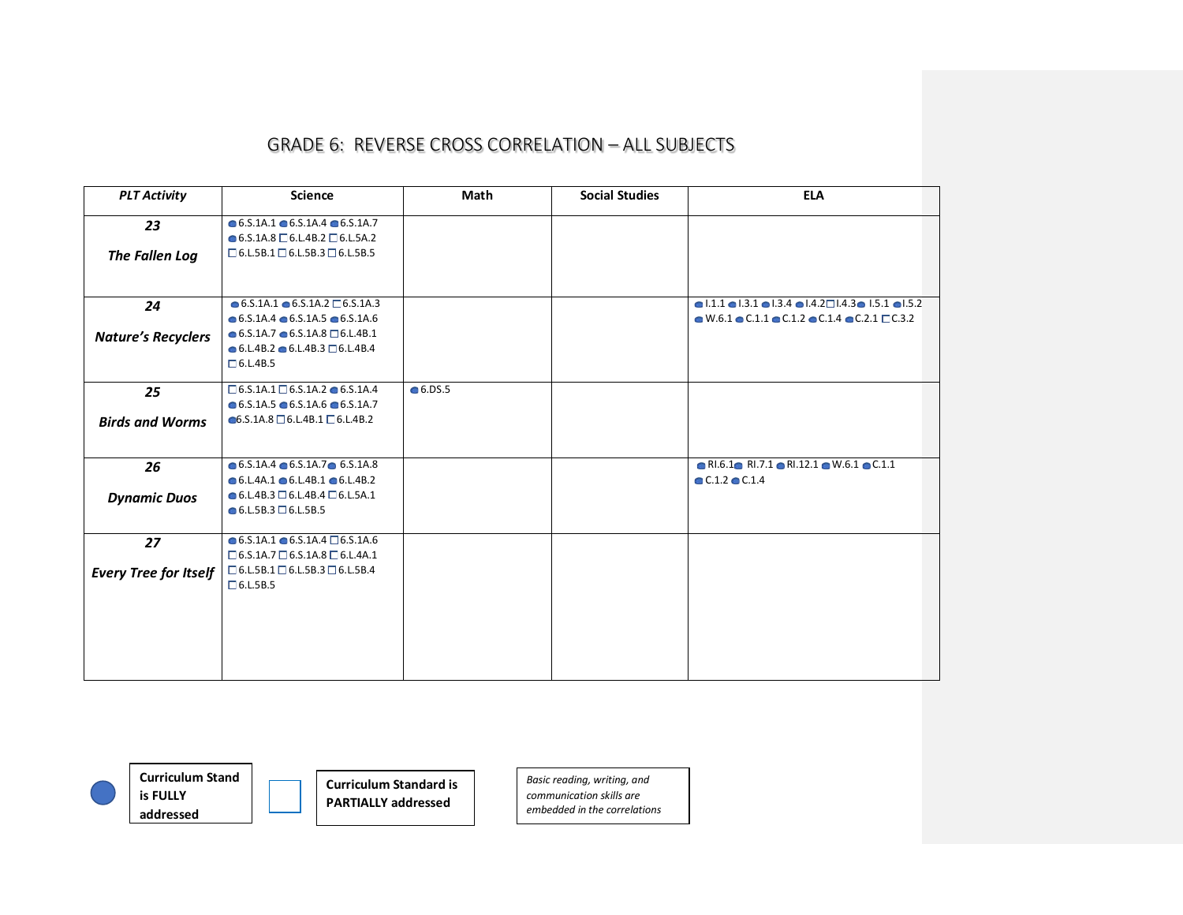# GRADE 6: REVERSE CROSS CORRELATION – ALL SUBJECTS

| *PLT Activity* | Science | Math | Social Studies | ELA |
|---|---|---|---|---|
| ***23 The Fallen Log*** | ● 6.S.1A.1 ● 6.S.1A.4 ● 6.S.1A.7 ● 6.S.1A.8 □ 6.L.4B.2 □ 6.L.5A.2 □ 6.L.5B.1 □ 6.L.5B.3 □ 6.L.5B.5 | | | |
| ***24 Nature's Recyclers*** | ● 6.S.1A.1 ● 6.S.1A.2 □ 6.S.1A.3 ● 6.S.1A.4 ● 6.S.1A.5 ● 6.S.1A.6 ● 6.S.1A.7 ● 6.S.1A.8 □ 6.L.4B.1 ● 6.L.4B.2 ● 6.L.4B.3 □ 6.L.4B.4 □ 6.L.4B.5 | | | ● I.1.1 ● I.3.1 ● I.3.4 ● I.4.2 □ I.4.3 ● I.5.1 ● I.5.2 ● W.6.1 ● C.1.1 ● C.1.2 ● C.1.4 ● C.2.1 □ C.3.2 |
| ***25 Birds and Worms*** | □ 6.S.1A.1 □ 6.S.1A.2 ● 6.S.1A.4 ● 6.S.1A.5 ● 6.S.1A.6 ● 6.S.1A.7 ● 6.S.1A.8 □ 6.L.4B.1 □ 6.L.4B.2 | ● 6.DS.5 | | |
| ***26 Dynamic Duos*** | ● 6.S.1A.4 ● 6.S.1A.7 ● 6.S.1A.8 ● 6.L.4A.1 ● 6.L.4B.1 ● 6.L.4B.2 ● 6.L.4B.3 □ 6.L.4B.4 □ 6.L.5A.1 ● 6.L.5B.3 □ 6.L.5B.5 | | | ● RI.6.1 ● RI.7.1 ● RI.12.1 ● W.6.1 ● C.1.1 ● C.1.2 ● C.1.4 |
| ***27 Every Tree for Itself*** | ● 6.S.1A.1 ● 6.S.1A.4 □ 6.S.1A.6 □ 6.S.1A.7 □ 6.S.1A.8 □ 6.L.4A.1 □ 6.L.5B.1 □ 6.L.5B.3 □ 6.L.5B.4 □ 6.L.5B.5 | | | |

● **Curriculum Stand is FULLY addressed**

□ **Curriculum Standard is PARTIALLY addressed**

*Basic reading, writing, and communication skills are embedded in the correlations*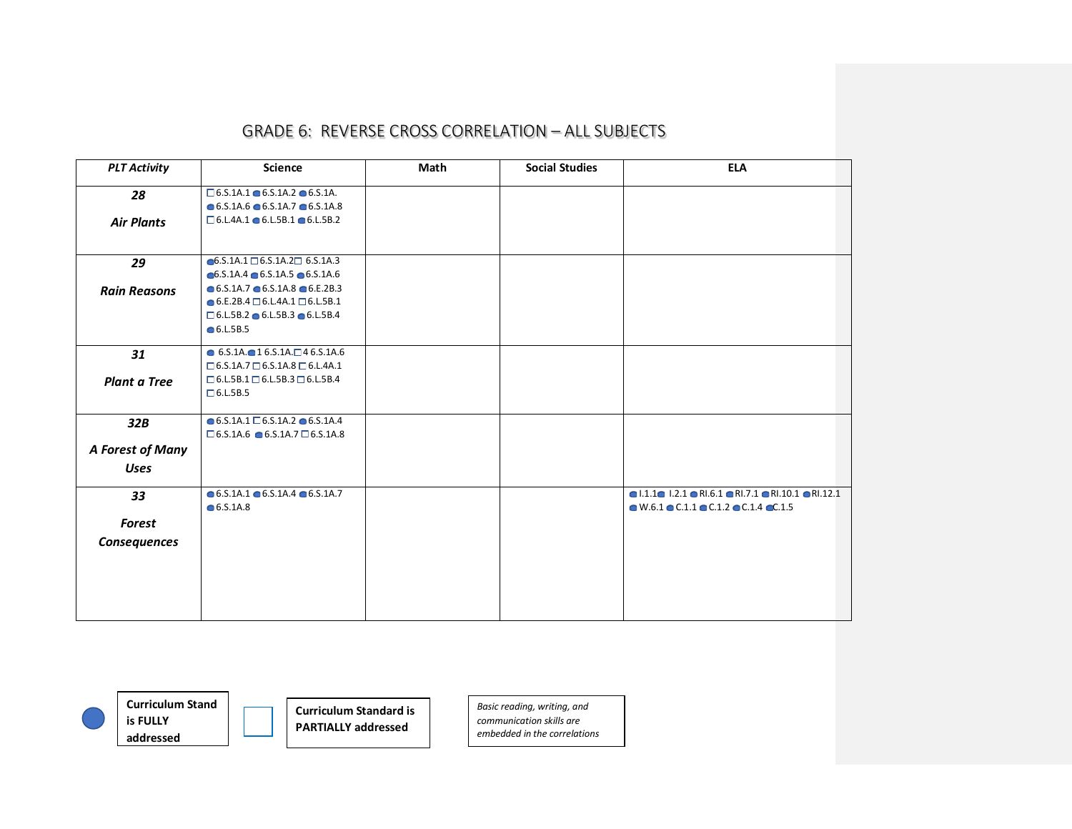# GRADE 6: REVERSE CROSS CORRELATION – ALL SUBJECTS

| PLT Activity | Science | Math | Social Studies | ELA |
|---|---|---|---|---|
| ***28*** ***Air Plants*** | □ 6.S.1A.1 ● 6.S.1A.2 ● 6.S.1A. ● 6.S.1A.6 ● 6.S.1A.7 ● 6.S.1A.8 □ 6.L.4A.1 ● 6.L.5B.1 ● 6.L.5B.2 | | | |
| ***29*** ***Rain Reasons*** | ● 6.S.1A.1 □ 6.S.1A.2 □ 6.S.1A.3 ● 6.S.1A.4 ● 6.S.1A.5 ● 6.S.1A.6 ● 6.S.1A.7 ● 6.S.1A.8 ● 6.E.2B.3 ● 6.E.2B.4 □ 6.L.4A.1 □ 6.L.5B.1 □ 6.L.5B.2 ● 6.L.5B.3 ● 6.L.5B.4 ● 6.L.5B.5 | | | |
| ***31*** ***Plant a Tree*** | ● 6.S.1A. ● 1 6.S.1A. □ 4 6.S.1A.6 □ 6.S.1A.7 □ 6.S.1A.8 □ 6.L.4A.1 □ 6.L.5B.1 □ 6.L.5B.3 □ 6.L.5B.4 □ 6.L.5B.5 | | | |
| ***32B*** ***A Forest of Many Uses*** | ● 6.S.1A.1 □ 6.S.1A.2 ● 6.S.1A.4 □ 6.S.1A.6 ● 6.S.1A.7 □ 6.S.1A.8 | | | |
| ***33*** ***Forest Consequences*** | ● 6.S.1A.1 ● 6.S.1A.4 ● 6.S.1A.7 ● 6.S.1A.8 | | | ● I.1.1 ● I.2.1 ● RI.6.1 ● RI.7.1 ● RI.10.1 ● RI.12.1 ● W.6.1 ● C.1.1 ● C.1.2 ● C.1.4 ● C.1.5 |

● **Curriculum Stand is FULLY addressed**

□ **Curriculum Standard is PARTIALLY addressed**

*Basic reading, writing, and communication skills are embedded in the correlations*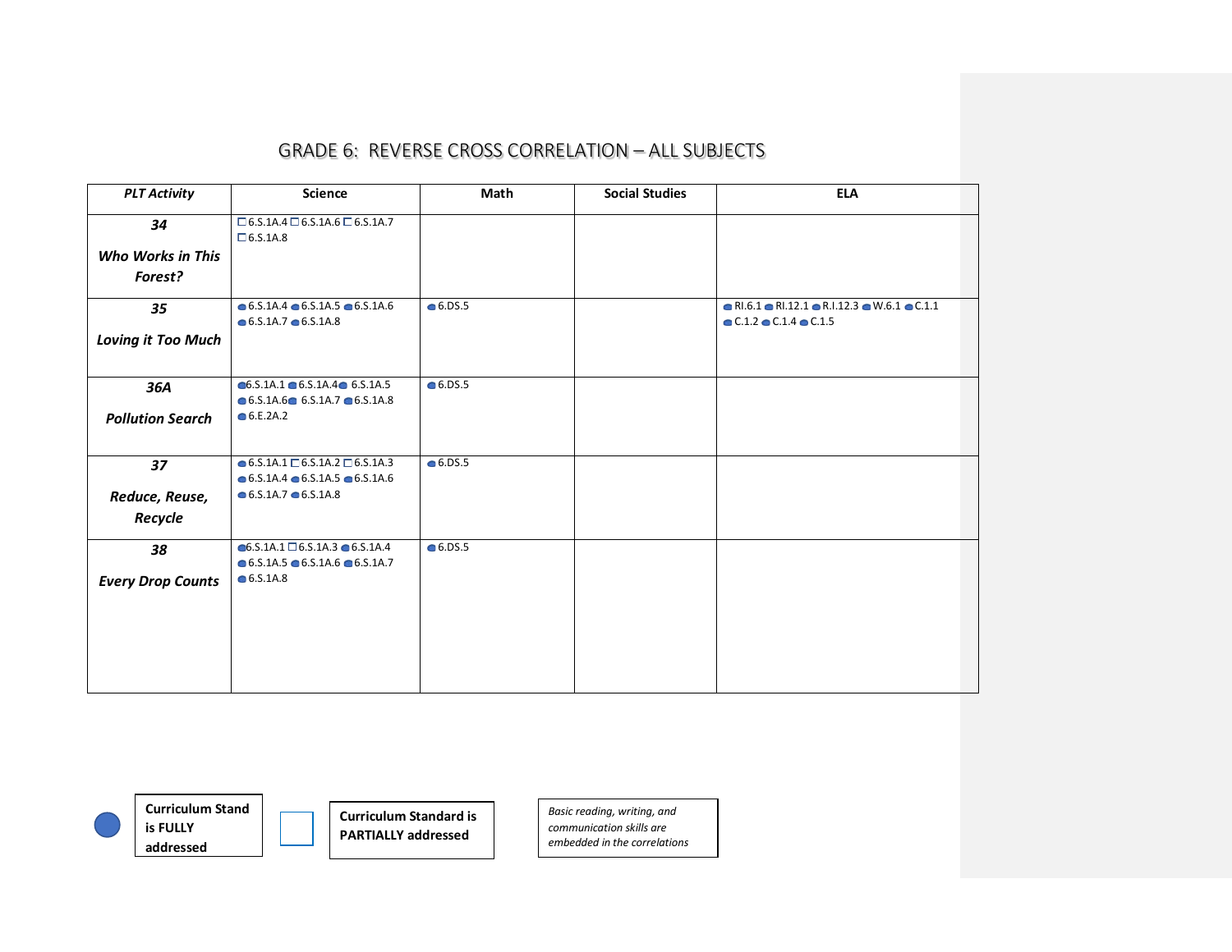# GRADE 6: REVERSE CROSS CORRELATION – ALL SUBJECTS

| *PLT Activity* | Science | Math | Social Studies | ELA |
|---|---|---|---|---|
| ***34*** ***Who Works in This Forest?*** | ☐ 6.S.1A.4 ☐ 6.S.1A.6 ☐ 6.S.1A.7 ☐ 6.S.1A.8 | | | |
| ***35*** ***Loving it Too Much*** | ● 6.S.1A.4 ● 6.S.1A.5 ● 6.S.1A.6 ● 6.S.1A.7 ● 6.S.1A.8 | ● 6.DS.5 | | ● RI.6.1 ● RI.12.1 ● R.I.12.3 ● W.6.1 ● C.1.1 ● C.1.2 ● C.1.4 ● C.1.5 |
| ***36A*** ***Pollution Search*** | ● 6.S.1A.1 ● 6.S.1A.4 ● 6.S.1A.5 ● 6.S.1A.6 ● 6.S.1A.7 ● 6.S.1A.8 ● 6.E.2A.2 | ● 6.DS.5 | | |
| ***37*** ***Reduce, Reuse, Recycle*** | ● 6.S.1A.1 ☐ 6.S.1A.2 ☐ 6.S.1A.3 ● 6.S.1A.4 ● 6.S.1A.5 ● 6.S.1A.6 ● 6.S.1A.7 ● 6.S.1A.8 | ● 6.DS.5 | | |
| ***38*** ***Every Drop Counts*** | ● 6.S.1A.1 ☐ 6.S.1A.3 ● 6.S.1A.4 ● 6.S.1A.5 ● 6.S.1A.6 ● 6.S.1A.7 ● 6.S.1A.8 | ● 6.DS.5 | | |

● **Curriculum Stand is FULLY addressed**

☐ **Curriculum Standard is PARTIALLY addressed**

*Basic reading, writing, and communication skills are embedded in the correlations*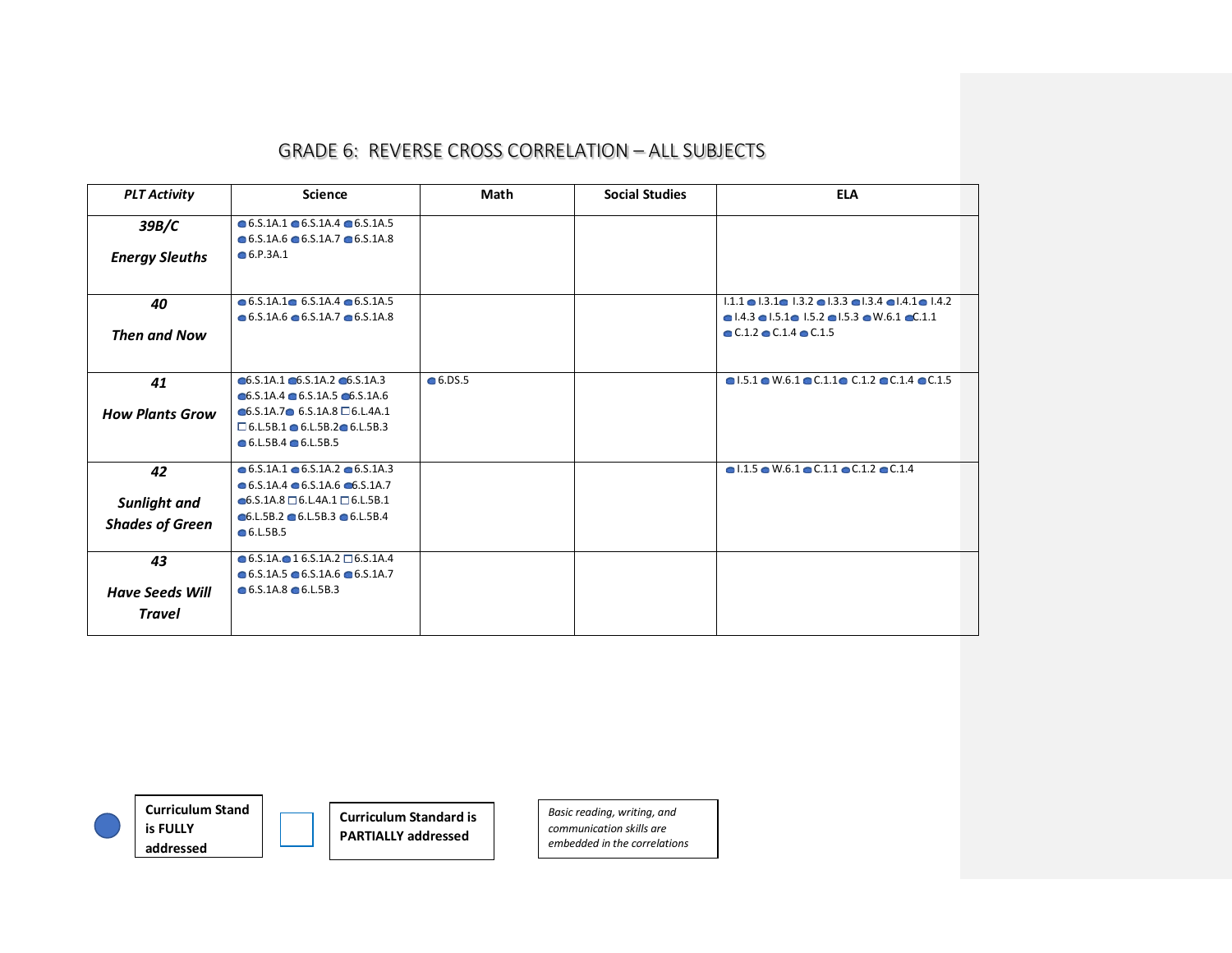# GRADE 6: REVERSE CROSS CORRELATION – ALL SUBJECTS

| PLT Activity | Science | Math | Social Studies | ELA |
|---|---|---|---|---|
| ***39B/C*** ***Energy Sleuths*** | ● 6.S.1A.1 ● 6.S.1A.4 ● 6.S.1A.5 ● 6.S.1A.6 ● 6.S.1A.7 ● 6.S.1A.8 ● 6.P.3A.1 | | | |
| ***40*** ***Then and Now*** | ● 6.S.1A.1 ● 6.S.1A.4 ● 6.S.1A.5 ● 6.S.1A.6 ● 6.S.1A.7 ● 6.S.1A.8 | | | I.1.1 ● I.3.1 ● I.3.2 ● I.3.3 ● I.3.4 ● I.4.1 ● I.4.2 ● I.4.3 ● I.5.1 ● I.5.2 ● I.5.3 ● W.6.1 ● C.1.1 ● C.1.2 ● C.1.4 ● C.1.5 |
| ***41*** ***How Plants Grow*** | ● 6.S.1A.1 ● 6.S.1A.2 ● 6.S.1A.3 ● 6.S.1A.4 ● 6.S.1A.5 ● 6.S.1A.6 ● 6.S.1A.7 ● 6.S.1A.8 □ 6.L.4A.1 □ 6.L.5B.1 ● 6.L.5B.2 ● 6.L.5B.3 ● 6.L.5B.4 ● 6.L.5B.5 | ● 6.DS.5 | | ● I.5.1 ● W.6.1 ● C.1.1 ● C.1.2 ● C.1.4 ● C.1.5 |
| ***42*** ***Sunlight and Shades of Green*** | ● 6.S.1A.1 ● 6.S.1A.2 ● 6.S.1A.3 ● 6.S.1A.4 ● 6.S.1A.6 ● 6.S.1A.7 ● 6.S.1A.8 □ 6.L.4A.1 □ 6.L.5B.1 ● 6.L.5B.2 ● 6.L.5B.3 ● 6.L.5B.4 ● 6.L.5B.5 | | | ● I.1.5 ● W.6.1 ● C.1.1 ● C.1.2 ● C.1.4 |
| ***43*** ***Have Seeds Will Travel*** | ● 6.S.1A. ● 1 6.S.1A.2 □ 6.S.1A.4 ● 6.S.1A.5 ● 6.S.1A.6 ● 6.S.1A.7 ● 6.S.1A.8 ● 6.L.5B.3 | | | |

● **Curriculum Stand is FULLY addressed**

□ **Curriculum Standard is PARTIALLY addressed**

*Basic reading, writing, and communication skills are embedded in the correlations*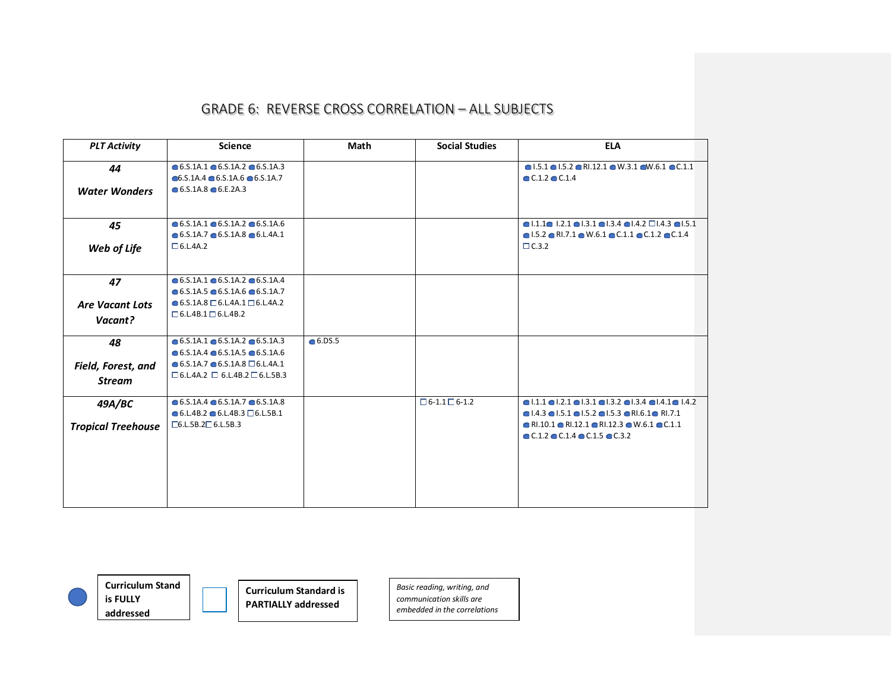# GRADE 6: REVERSE CROSS CORRELATION – ALL SUBJECTS

| *PLT Activity* | Science | Math | Social Studies | ELA |
|---|---|---|---|---|
| ***44*** ***Water Wonders*** | ● 6.S.1A.1 ● 6.S.1A.2 ● 6.S.1A.3 ● 6.S.1A.4 ● 6.S.1A.6 ● 6.S.1A.7 ● 6.S.1A.8 ● 6.E.2A.3 | | | ● I.5.1 ● I.5.2 ● RI.12.1 ● W.3.1 ● W.6.1 ● C.1.1 ● C.1.2 ● C.1.4 |
| ***45*** ***Web of Life*** | ● 6.S.1A.1 ● 6.S.1A.2 ● 6.S.1A.6 ● 6.S.1A.7 ● 6.S.1A.8 ● 6.L.4A.1 □ 6.L.4A.2 | | | ● I.1.1 ● I.2.1 ● I.3.1 ● I.3.4 ● I.4.2 □ I.4.3 ● I.5.1 ● I.5.2 ● RI.7.1 ● W.6.1 ● C.1.1 ● C.1.2 ● C.1.4 □ C.3.2 |
| ***47*** ***Are Vacant Lots Vacant?*** | ● 6.S.1A.1 ● 6.S.1A.2 ● 6.S.1A.4 ● 6.S.1A.5 ● 6.S.1A.6 ● 6.S.1A.7 ● 6.S.1A.8 □ 6.L.4A.1 □ 6.L.4A.2 □ 6.L.4B.1 □ 6.L.4B.2 | | | |
| ***48*** ***Field, Forest, and Stream*** | ● 6.S.1A.1 ● 6.S.1A.2 ● 6.S.1A.3 ● 6.S.1A.4 ● 6.S.1A.5 ● 6.S.1A.6 ● 6.S.1A.7 ● 6.S.1A.8 □ 6.L.4A.1 □ 6.L.4A.2 □ 6.L.4B.2 □ 6.L.5B.3 | ● 6.DS.5 | | |
| ***49A/BC*** ***Tropical Treehouse*** | ● 6.S.1A.4 ● 6.S.1A.7 ● 6.S.1A.8 ● 6.L.4B.2 ● 6.L.4B.3 □ 6.L.5B.1 □ 6.L.5B.2 □ 6.L.5B.3 | | □ 6-1.1 □ 6-1.2 | ● I.1.1 ● I.2.1 ● I.3.1 ● I.3.2 ● I.3.4 ● I.4.1 ● I.4.2 ● I.4.3 ● I.5.1 ● I.5.2 ● I.5.3 ● RI.6.1 ● RI.7.1 ● RI.10.1 ● RI.12.1 ● RI.12.3 ● W.6.1 ● C.1.1 ● C.1.2 ● C.1.4 ● C.1.5 ● C.3.2 |

● **Curriculum Stand is FULLY addressed**

□ **Curriculum Standard is PARTIALLY addressed**

*Basic reading, writing, and communication skills are embedded in the correlations*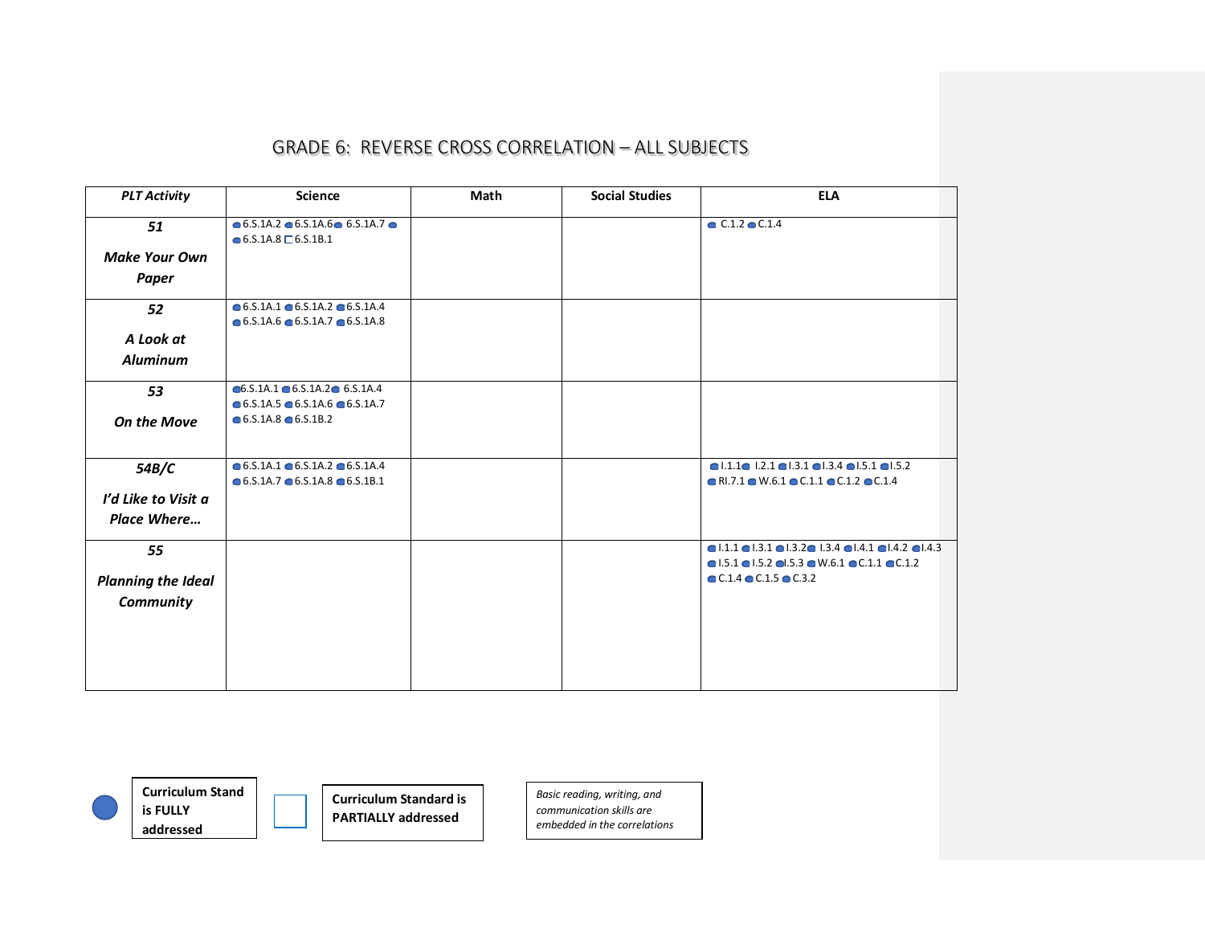# GRADE 6: REVERSE CROSS CORRELATION – ALL SUBJECTS

| *PLT Activity* | Science | Math | Social Studies | ELA |
|---|---|---|---|---|
| ***51*** ***Make Your Own Paper*** | ● 6.S.1A.2 ● 6.S.1A.6 ● 6.S.1A.7 ● 6.S.1A.8 □ 6.S.1B.1 | | | ● C.1.2 ● C.1.4 |
| ***52*** ***A Look at Aluminum*** | ● 6.S.1A.1 ● 6.S.1A.2 ● 6.S.1A.4 ● 6.S.1A.6 ● 6.S.1A.7 ● 6.S.1A.8 | | | |
| ***53*** ***On the Move*** | ● 6.S.1A.1 ● 6.S.1A.2 ● 6.S.1A.4 ● 6.S.1A.5 ● 6.S.1A.6 ● 6.S.1A.7 ● 6.S.1A.8 ● 6.S.1B.2 | | | |
| ***54B/C*** ***I'd Like to Visit a Place Where…*** | ● 6.S.1A.1 ● 6.S.1A.2 ● 6.S.1A.4 ● 6.S.1A.7 ● 6.S.1A.8 ● 6.S.1B.1 | | | ● I.1.1 ● I.2.1 ● I.3.1 ● I.3.4 ● I.5.1 ● I.5.2 ● RI.7.1 ● W.6.1 ● C.1.1 ● C.1.2 ● C.1.4 |
| ***55*** ***Planning the Ideal Community*** | | | | ● I.1.1 ● I.3.1 ● I.3.2 ● I.3.4 ● I.4.1 ● I.4.2 ● I.4.3 ● I.5.1 ● I.5.2 ● I.5.3 ● W.6.1 ● C.1.1 ● C.1.2 ● C.1.4 ● C.1.5 ● C.3.2 |

● **Curriculum Stand is FULLY addressed**

□ **Curriculum Standard is PARTIALLY addressed**

*Basic reading, writing, and communication skills are embedded in the correlations*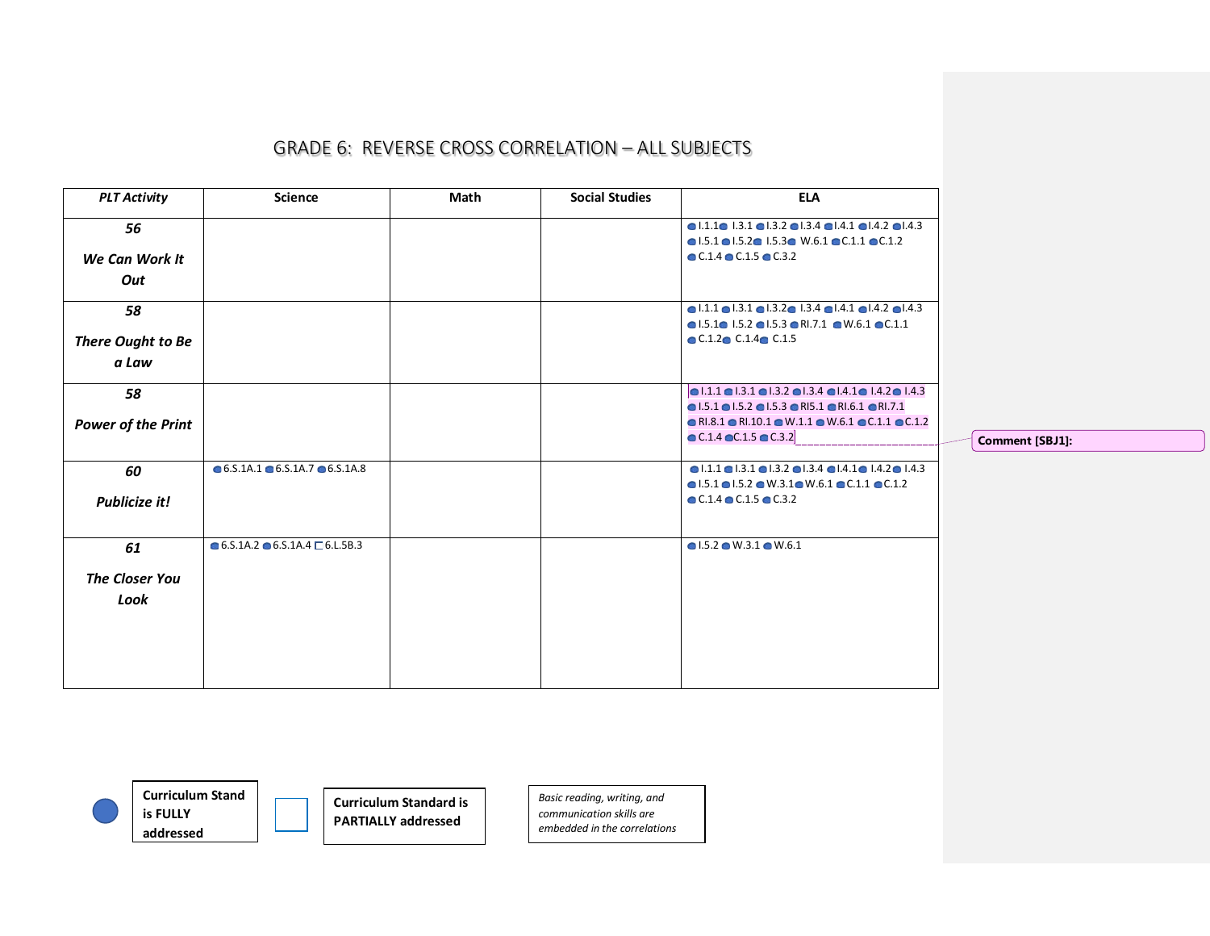# GRADE 6: REVERSE CROSS CORRELATION – ALL SUBJECTS

| PLT Activity | Science | Math | Social Studies | ELA |
|---|---|---|---|---|
| ***56*** ***We Can Work It Out*** | | | | ● I.1.1 ● I.3.1 ● I.3.2 ● I.3.4 ● I.4.1 ● I.4.2 ● I.4.3 ● I.5.1 ● I.5.2 ● I.5.3 ● W.6.1 ● C.1.1 ● C.1.2 ● C.1.4 ● C.1.5 ● C.3.2 |
| ***58*** ***There Ought to Be a Law*** | | | | ● I.1.1 ● I.3.1 ● I.3.2 ● I.3.4 ● I.4.1 ● I.4.2 ● I.4.3 ● I.5.1 ● I.5.2 ● I.5.3 ● RI.7.1 ● W.6.1 ● C.1.1 ● C.1.2 ● C.1.4 ● C.1.5 |
| ***58*** ***Power of the Print*** | | | | ● I.1.1 ● I.3.1 ● I.3.2 ● I.3.4 ● I.4.1 ● I.4.2 ● I.4.3 ● I.5.1 ● I.5.2 ● I.5.3 ● RI5.1 ● RI.6.1 ● RI.7.1 ● RI.8.1 ● RI.10.1 ● W.1.1 ● W.6.1 ● C.1.1 ● C.1.2 ● C.1.4 ● C.1.5 ● C.3.2 |
| ***60*** ***Publicize it!*** | ● 6.S.1A.1 ● 6.S.1A.7 ● 6.S.1A.8 | | | ● I.1.1 ● I.3.1 ● I.3.2 ● I.3.4 ● I.4.1 ● I.4.2 ● I.4.3 ● I.5.1 ● I.5.2 ● W.3.1 ● W.6.1 ● C.1.1 ● C.1.2 ● C.1.4 ● C.1.5 ● C.3.2 |
| ***61*** ***The Closer You Look*** | ● 6.S.1A.2 ● 6.S.1A.4 □ 6.L.5B.3 | | | ● I.5.2 ● W.3.1 ● W.6.1 |

Comment [SBJ1]:

● **Curriculum Stand is FULLY addressed**

□ **Curriculum Standard is PARTIALLY addressed**

*Basic reading, writing, and communication skills are embedded in the correlations*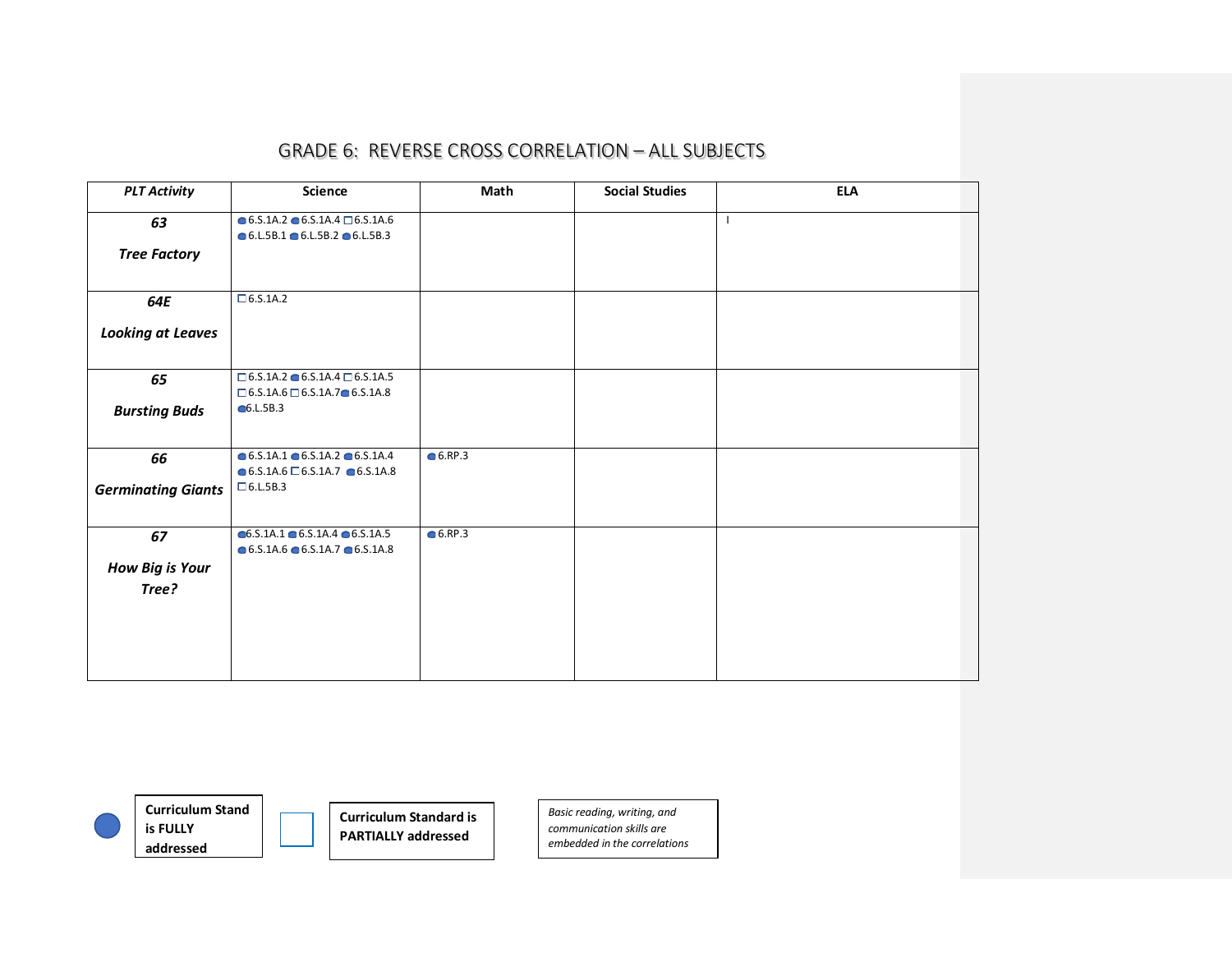## GRADE 6: REVERSE CROSS CORRELATION – ALL SUBJECTS

| *PLT Activity* | Science | Math | Social Studies | ELA |
|---|---|---|---|---|
| ***63*** ***Tree Factory*** | ● 6.S.1A.2 ● 6.S.1A.4 □ 6.S.1A.6 ● 6.L.5B.1 ● 6.L.5B.2 ● 6.L.5B.3 | | | I |
| ***64E*** ***Looking at Leaves*** | □ 6.S.1A.2 | | | |
| ***65*** ***Bursting Buds*** | □ 6.S.1A.2 ● 6.S.1A.4 □ 6.S.1A.5 □ 6.S.1A.6 □ 6.S.1A.7 ● 6.S.1A.8 ● 6.L.5B.3 | | | |
| ***66*** ***Germinating Giants*** | ● 6.S.1A.1 ● 6.S.1A.2 ● 6.S.1A.4 ● 6.S.1A.6 □ 6.S.1A.7 ● 6.S.1A.8 □ 6.L.5B.3 | ● 6.RP.3 | | |
| ***67*** ***How Big is Your Tree?*** | ● 6.S.1A.1 ● 6.S.1A.4 ● 6.S.1A.5 ● 6.S.1A.6 ● 6.S.1A.7 ● 6.S.1A.8 | ● 6.RP.3 | | |

● **Curriculum Stand is FULLY addressed**

□ **Curriculum Standard is PARTIALLY addressed**

*Basic reading, writing, and communication skills are embedded in the correlations*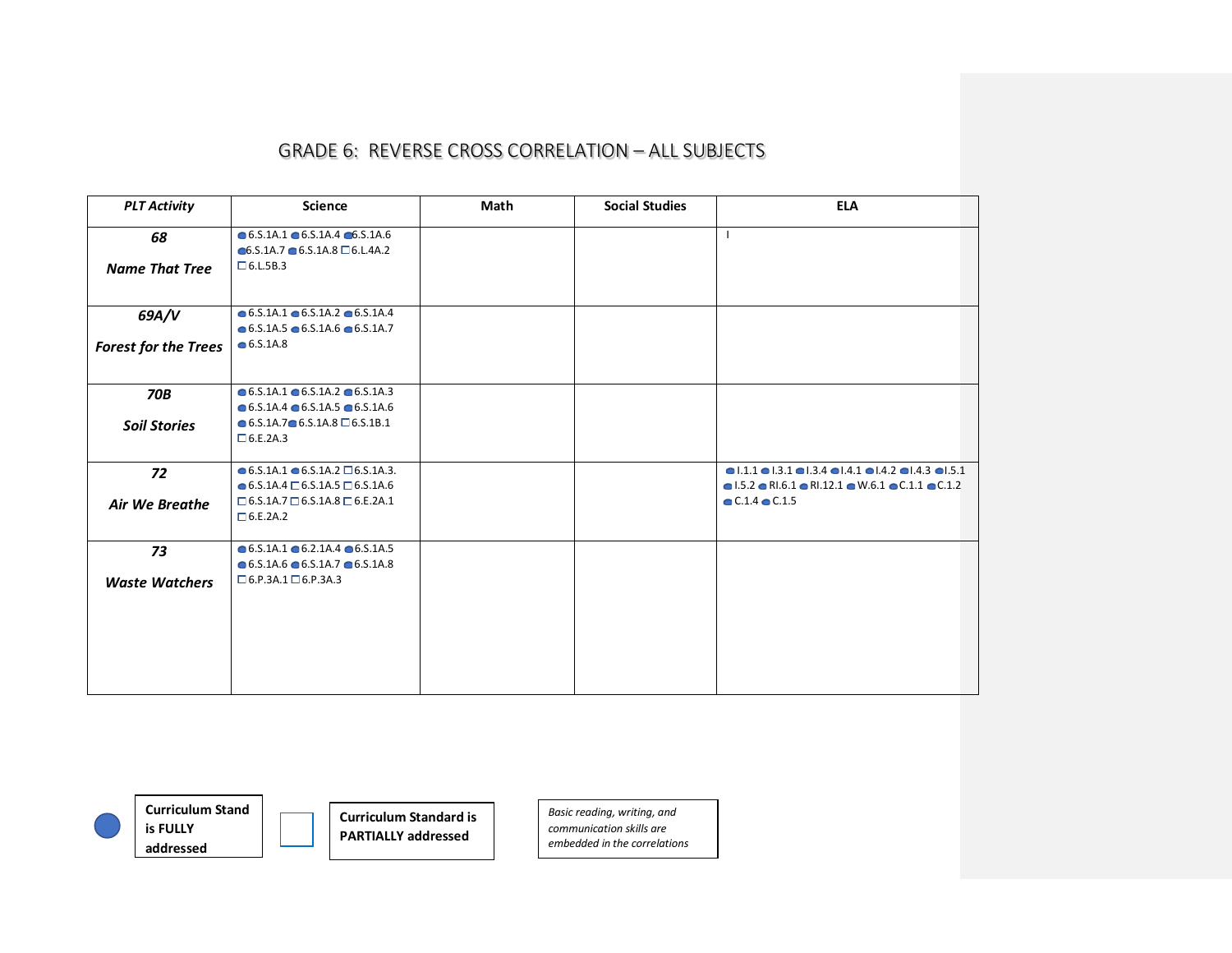# GRADE 6: REVERSE CROSS CORRELATION – ALL SUBJECTS

| PLT Activity | Science | Math | Social Studies | ELA |
|---|---|---|---|---|
| ***68*** ***Name That Tree*** | ● 6.S.1A.1 ● 6.S.1A.4 ● 6.S.1A.6 ● 6.S.1A.7 ● 6.S.1A.8 ☐ 6.L.4A.2 ☐ 6.L.5B.3 | | | I |
| ***69A/V*** ***Forest for the Trees*** | ● 6.S.1A.1 ● 6.S.1A.2 ● 6.S.1A.4 ● 6.S.1A.5 ● 6.S.1A.6 ● 6.S.1A.7 ● 6.S.1A.8 | | | |
| ***70B*** ***Soil Stories*** | ● 6.S.1A.1 ● 6.S.1A.2 ● 6.S.1A.3 ● 6.S.1A.4 ● 6.S.1A.5 ● 6.S.1A.6 ● 6.S.1A.7 ● 6.S.1A.8 ☐ 6.S.1B.1 ☐ 6.E.2A.3 | | | |
| ***72*** ***Air We Breathe*** | ● 6.S.1A.1 ● 6.S.1A.2 ☐ 6.S.1A.3. ● 6.S.1A.4 ☐ 6.S.1A.5 ☐ 6.S.1A.6 ☐ 6.S.1A.7 ☐ 6.S.1A.8 ☐ 6.E.2A.1 ☐ 6.E.2A.2 | | | ● I.1.1 ● I.3.1 ● I.3.4 ● I.4.1 ● I.4.2 ● I.4.3 ● I.5.1 ● I.5.2 ● RI.6.1 ● RI.12.1 ● W.6.1 ● C.1.1 ● C.1.2 ● C.1.4 ● C.1.5 |
| ***73*** ***Waste Watchers*** | ● 6.S.1A.1 ● 6.2.1A.4 ● 6.S.1A.5 ● 6.S.1A.6 ● 6.S.1A.7 ● 6.S.1A.8 ☐ 6.P.3A.1 ☐ 6.P.3A.3 | | | |

● **Curriculum Stand is FULLY addressed**

☐ **Curriculum Standard is PARTIALLY addressed**

*Basic reading, writing, and communication skills are embedded in the correlations*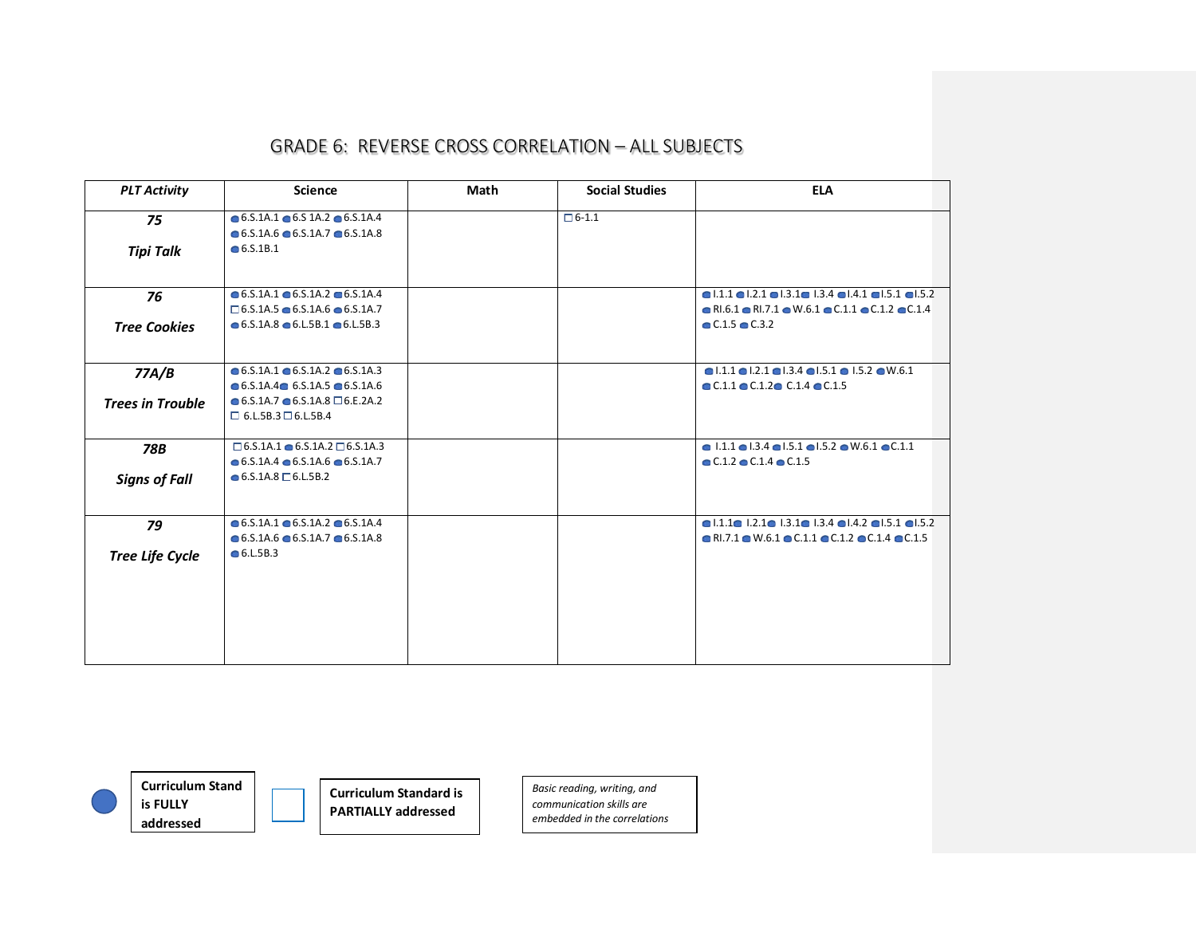# GRADE 6: REVERSE CROSS CORRELATION – ALL SUBJECTS

| PLT Activity | Science | Math | Social Studies | ELA |
|---|---|---|---|---|
| ***75*** ***Tipi Talk*** | ● 6.S.1A.1 ● 6.S 1A.2 ● 6.S.1A.4 ● 6.S.1A.6 ● 6.S.1A.7 ● 6.S.1A.8 ● 6.S.1B.1 | | □ 6-1.1 | |
| ***76*** ***Tree Cookies*** | ● 6.S.1A.1 ● 6.S.1A.2 ● 6.S.1A.4 □ 6.S.1A.5 ● 6.S.1A.6 ● 6.S.1A.7 ● 6.S.1A.8 ● 6.L.5B.1 ● 6.L.5B.3 | | | ● I.1.1 ● I.2.1 ● I.3.1 ● I.3.4 ● I.4.1 ● I.5.1 ● I.5.2 ● RI.6.1 ● RI.7.1 ● W.6.1 ● C.1.1 ● C.1.2 ● C.1.4 ● C.1.5 ● C.3.2 |
| ***77A/B*** ***Trees in Trouble*** | ● 6.S.1A.1 ● 6.S.1A.2 ● 6.S.1A.3 ● 6.S.1A.4 ● 6.S.1A.5 ● 6.S.1A.6 ● 6.S.1A.7 ● 6.S.1A.8 □ 6.E.2A.2 □ 6.L.5B.3 □ 6.L.5B.4 | | | ● I.1.1 ● I.2.1 ● I.3.4 ● I.5.1 ● I.5.2 ● W.6.1 ● C.1.1 ● C.1.2 ● C.1.4 ● C.1.5 |
| ***78B*** ***Signs of Fall*** | □ 6.S.1A.1 ● 6.S.1A.2 □ 6.S.1A.3 ● 6.S.1A.4 ● 6.S.1A.6 ● 6.S.1A.7 ● 6.S.1A.8 □ 6.L.5B.2 | | | ● I.1.1 ● I.3.4 ● I.5.1 ● I.5.2 ● W.6.1 ● C.1.1 ● C.1.2 ● C.1.4 ● C.1.5 |
| ***79*** ***Tree Life Cycle*** | ● 6.S.1A.1 ● 6.S.1A.2 ● 6.S.1A.4 ● 6.S.1A.6 ● 6.S.1A.7 ● 6.S.1A.8 ● 6.L5B.3 | | | ● I.1.1 ● I.2.1 ● I.3.1 ● I.3.4 ● I.4.2 ● I.5.1 ● I.5.2 ● RI.7.1 ● W.6.1 ● C.1.1 ● C.1.2 ● C.1.4 ● C.1.5 |

● **Curriculum Stand is FULLY addressed**

□ **Curriculum Standard is PARTIALLY addressed**

*Basic reading, writing, and communication skills are embedded in the correlations*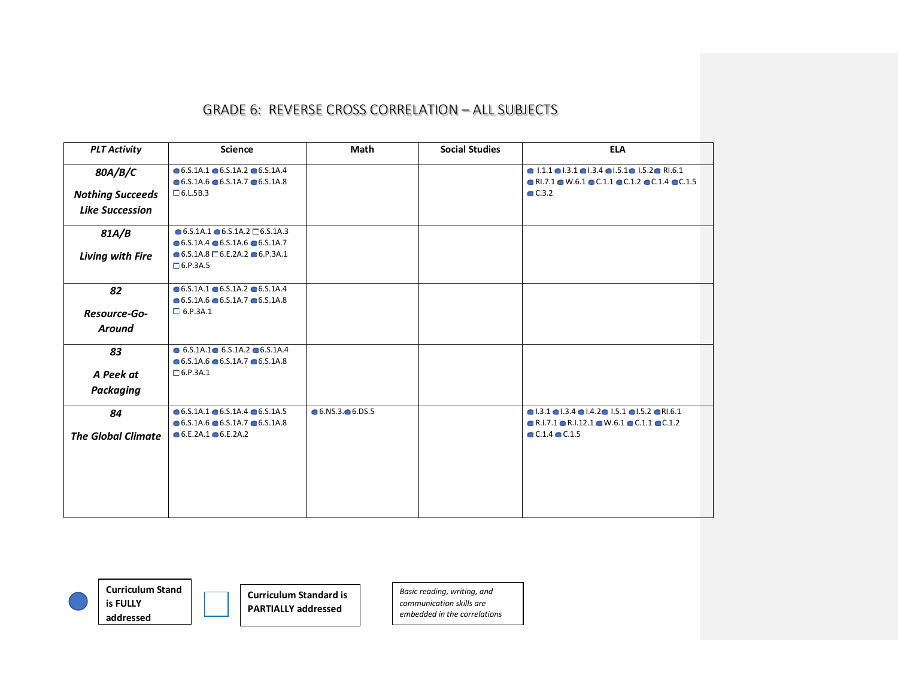# GRADE 6: REVERSE CROSS CORRELATION – ALL SUBJECTS

| *PLT Activity* | Science | Math | Social Studies | ELA |
|---|---|---|---|---|
| ***80A/B/C*** ***Nothing Succeeds Like Succession*** | ● 6.S.1A.1 ● 6.S.1A.2 ● 6.S.1A.4 ● 6.S.1A.6 ● 6.S.1A.7 ● 6.S.1A.8 □ 6.L.5B.3 | | | ● I.1.1 ● I.3.1 ● I.3.4 ● I.5.1 ● I.5.2 ● RI.6.1 ● RI.7.1 ● W.6.1 ● C.1.1 ● C.1.2 ● C.1.4 ● C.1.5 ● C.3.2 |
| ***81A/B*** ***Living with Fire*** | ● 6.S.1A.1 ● 6.S.1A.2 □ 6.S.1A.3 ● 6.S.1A.4 ● 6.S.1A.6 ● 6.S.1A.7 ● 6.S.1A.8 □ 6.E.2A.2 ● 6.P.3A.1 □ 6.P.3A.5 | | | |
| ***82*** ***Resource-Go-Around*** | ● 6.S.1A.1 ● 6.S.1A.2 ● 6.S.1A.4 ● 6.S.1A.6 ● 6.S.1A.7 ● 6.S.1A.8 □ 6.P.3A.1 | | | |
| ***83*** ***A Peek at Packaging*** | ● 6.S.1A.1 ● 6.S.1A.2 ● 6.S.1A.4 ● 6.S.1A.6 ● 6.S.1A.7 ● 6.S.1A.8 □ 6.P.3A.1 | | | |
| ***84*** ***The Global Climate*** | ● 6.S.1A.1 ● 6.S.1A.4 ● 6.S.1A.5 ● 6.S.1A.6 ● 6.S.1A.7 ● 6.S.1A.8 ● 6.E.2A.1 ● 6.E.2A.2 | ● 6.NS.3 ● 6.DS.5 | | ● I.3.1 ● I.3.4 ● I.4.2 ● I.5.1 ● I.5.2 ● RI.6.1 ● R.I.7.1 ● R.I.12.1 ● W.6.1 ● C.1.1 ● C.1.2 ● C.1.4 ● C.1.5 |

● **Curriculum Stand is FULLY addressed**

□ **Curriculum Standard is PARTIALLY addressed**

*Basic reading, writing, and communication skills are embedded in the correlations*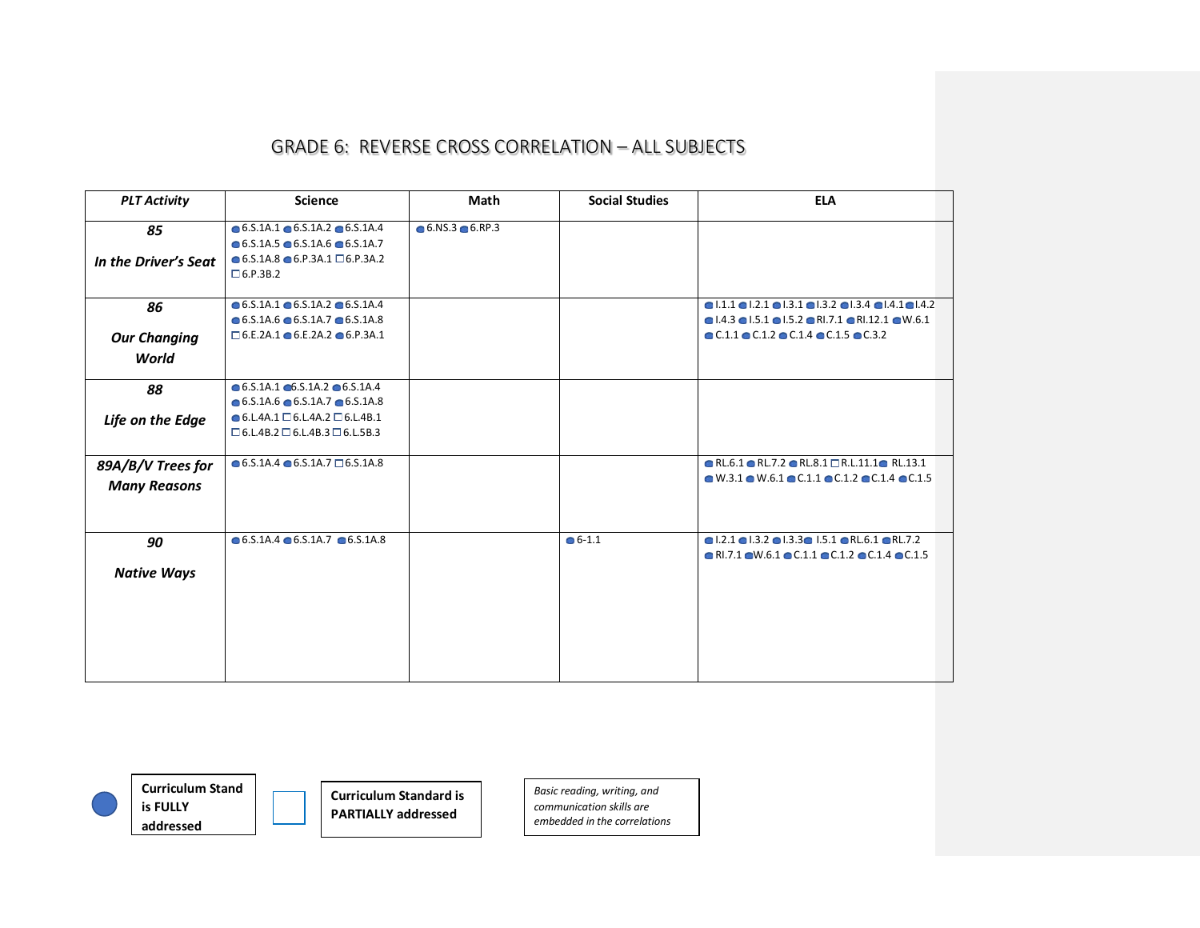# GRADE 6: REVERSE CROSS CORRELATION – ALL SUBJECTS

| PLT Activity | Science | Math | Social Studies | ELA |
|---|---|---|---|---|
| ***85*** ***In the Driver's Seat*** | ● 6.S.1A.1 ● 6.S.1A.2 ● 6.S.1A.4 ● 6.S.1A.5 ● 6.S.1A.6 ● 6.S.1A.7 ● 6.S.1A.8 ● 6.P.3A.1 □ 6.P.3A.2 □ 6.P.3B.2 | ● 6.NS.3 ● 6.RP.3 | | |
| ***86*** ***Our Changing World*** | ● 6.S.1A.1 ● 6.S.1A.2 ● 6.S.1A.4 ● 6.S.1A.6 ● 6.S.1A.7 ● 6.S.1A.8 □ 6.E.2A.1 ● 6.E.2A.2 ● 6.P.3A.1 | | | ● I.1.1 ● I.2.1 ● I.3.1 ● I.3.2 ● I.3.4 ● I.4.1 ● I.4.2 ● I.4.3 ● I.5.1 ● I.5.2 ● RI.7.1 ● RI.12.1 ● W.6.1 ● C.1.1 ● C.1.2 ● C.1.4 ● C.1.5 ● C.3.2 |
| ***88*** ***Life on the Edge*** | ● 6.S.1A.1 ● 6.S.1A.2 ● 6.S.1A.4 ● 6.S.1A.6 ● 6.S.1A.7 ● 6.S.1A.8 ● 6.L.4A.1 □ 6.L.4A.2 □ 6.L.4B.1 □ 6.L.4B.2 □ 6.L.4B.3 □ 6.L.5B.3 | | | |
| ***89A/B/V Trees for Many Reasons*** | ● 6.S.1A.4 ● 6.S.1A.7 □ 6.S.1A.8 | | | ● RL.6.1 ● RL.7.2 ● RL.8.1 □ R.L.11.1 ● RL.13.1 ● W.3.1 ● W.6.1 ● C.1.1 ● C.1.2 ● C.1.4 ● C.1.5 |
| ***90*** ***Native Ways*** | ● 6.S.1A.4 ● 6.S.1A.7 ● 6.S.1A.8 | | ● 6-1.1 | ● I.2.1 ● I.3.2 ● I.3.3 ● I.5.1 ● RL.6.1 ● RL.7.2 ● RI.7.1 ● W.6.1 ● C.1.1 ● C.1.2 ● C.1.4 ● C.1.5 |

● **Curriculum Stand is FULLY addressed**

□ **Curriculum Standard is PARTIALLY addressed**

*Basic reading, writing, and communication skills are embedded in the correlations*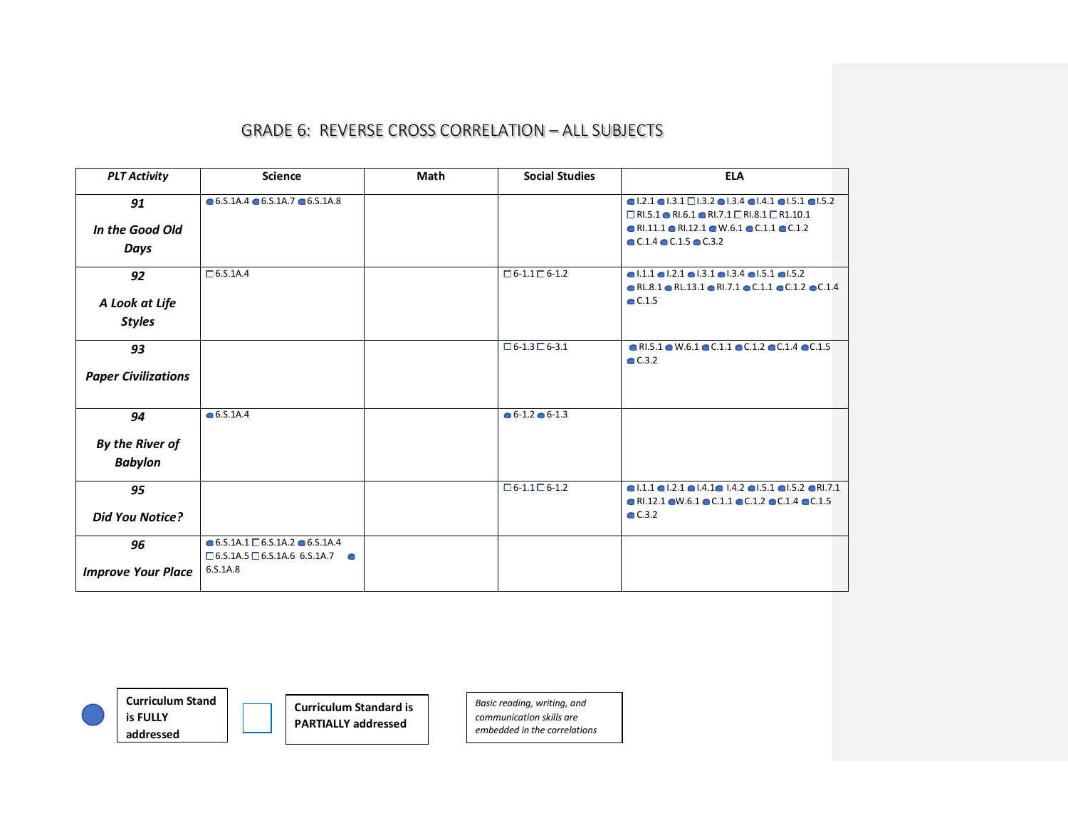# GRADE 6: REVERSE CROSS CORRELATION – ALL SUBJECTS

| *PLT Activity* | Science | Math | Social Studies | ELA |
|---|---|---|---|---|
| ***91*** ***In the Good Old Days*** | ● 6.S.1A.4 ● 6.S.1A.7 ● 6.S.1A.8 | | | ● I.2.1 ● I.3.1 □ I.3.2 ● I.3.4 ● I.4.1 ● I.5.1 ● I.5.2 □ RI.5.1 ● RI.6.1 ● RI.7.1 □ RI.8.1 □ R1.10.1 ● RI.11.1 ● RI.12.1 ● W.6.1 ● C.1.1 ● C.1.2 ● C.1.4 ● C.1.5 ● C.3.2 |
| ***92*** ***A Look at Life Styles*** | □ 6.S.1A.4 | | □ 6-1.1 □ 6-1.2 | ● I.1.1 ● I.2.1 ● I.3.1 ● I.3.4 ● I.5.1 ● I.5.2 ● RL.8.1 ● RL.13.1 ● RI.7.1 ● C.1.1 ● C.1.2 ● C.1.4 ● C.1.5 |
| ***93*** ***Paper Civilizations*** | | | □ 6-1.3 □ 6-3.1 | ● RI.5.1 ● W.6.1 ● C.1.1 ● C.1.2 ● C.1.4 ● C.1.5 ● C.3.2 |
| ***94*** ***By the River of Babylon*** | ● 6.S.1A.4 | | ● 6-1.2 ● 6-1.3 | |
| ***95*** ***Did You Notice?*** | | | □ 6-1.1 □ 6-1.2 | ● I.1.1 ● I.2.1 ● I.4.1 ● I.4.2 ● I.5.1 ● I.5.2 ● RI.7.1 ● RI.12.1 ● W.6.1 ● C.1.1 ● C.1.2 ● C.1.4 ● C.1.5 ● C.3.2 |
| ***96*** ***Improve Your Place*** | ● 6.S.1A.1 □ 6.S.1A.2 ● 6.S.1A.4 □ 6.S.1A.5 □ 6.S.1A.6 6.S.1A.7 ● 6.S.1A.8 | | | |

● **Curriculum Stand is FULLY addressed**

□ **Curriculum Standard is PARTIALLY addressed**

*Basic reading, writing, and communication skills are embedded in the correlations*